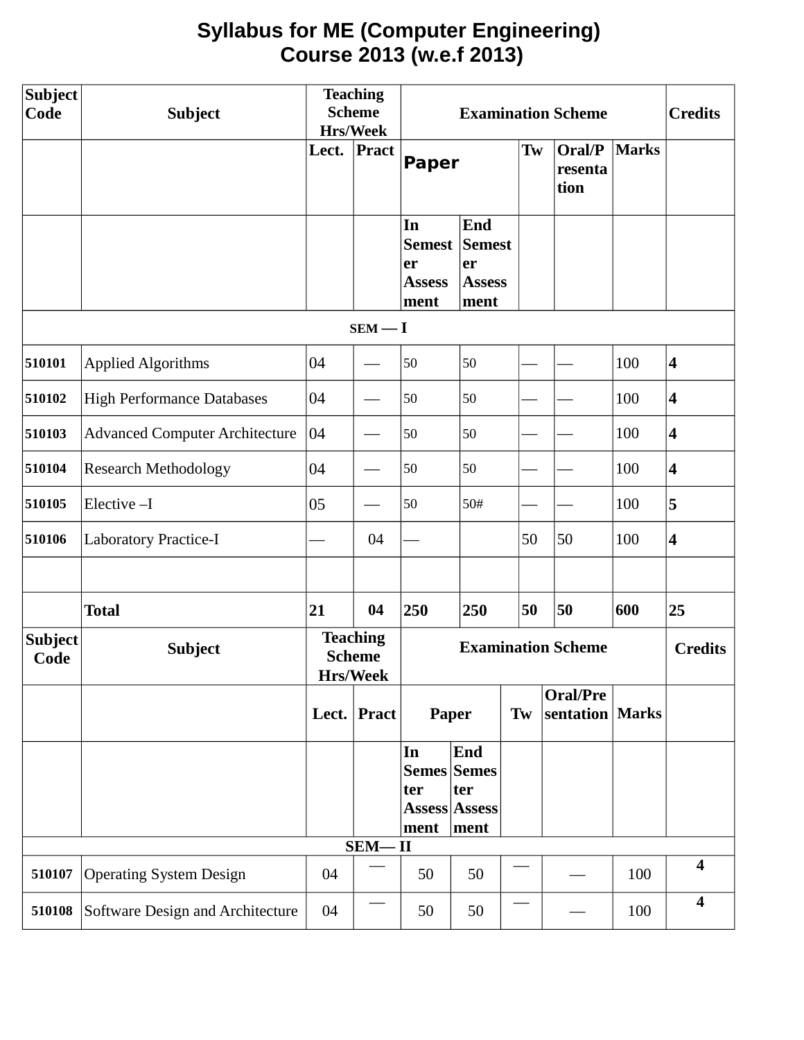# Syllabus for ME (Computer Engineering)
## Course 2013 (w.e.f 2013)

| Subject Code | Subject | Teaching Scheme Hrs/Week | | Examination Scheme | | | | | Credits |
|---|---|---|---|---|---|---|---|---|---|
| | | Lect. | Pract | Paper | | Tw | Oral/Presentation | Marks | |
| | | | | In Semester Assessment | End Semester Assessment | | | | |
| **SEM — I** | | | | | | | | | |
| 510101 | Applied Algorithms | 04 | — | 50 | 50 | — | — | 100 | **4** |
| 510102 | High Performance Databases | 04 | — | 50 | 50 | — | — | 100 | **4** |
| 510103 | Advanced Computer Architecture | 04 | — | 50 | 50 | — | — | 100 | **4** |
| 510104 | Research Methodology | 04 | — | 50 | 50 | — | — | 100 | **4** |
| 510105 | Elective –I | 05 | — | 50 | 50# | — | — | 100 | **5** |
| 510106 | Laboratory Practice-I | — | 04 | — | | 50 | 50 | 100 | **4** |
| | | | | | | | | | |
| | **Total** | **21** | **04** | **250** | **250** | **50** | **50** | **600** | **25** |

| Subject Code | Subject | Teaching Scheme Hrs/Week | | Examination Scheme | | | | | Credits |
|---|---|---|---|---|---|---|---|---|---|
| | | Lect. | Pract | Paper | | Tw | Oral/Presentation | Marks | |
| | | | | In Semester Assessment | End Semester Assessment | | | | |
| **SEM— II** | | | | | | | | | |
| 510107 | Operating System Design | 04 | — | 50 | 50 | — | — | 100 | **4** |
| 510108 | Software Design and Architecture | 04 | — | 50 | 50 | — | — | 100 | **4** |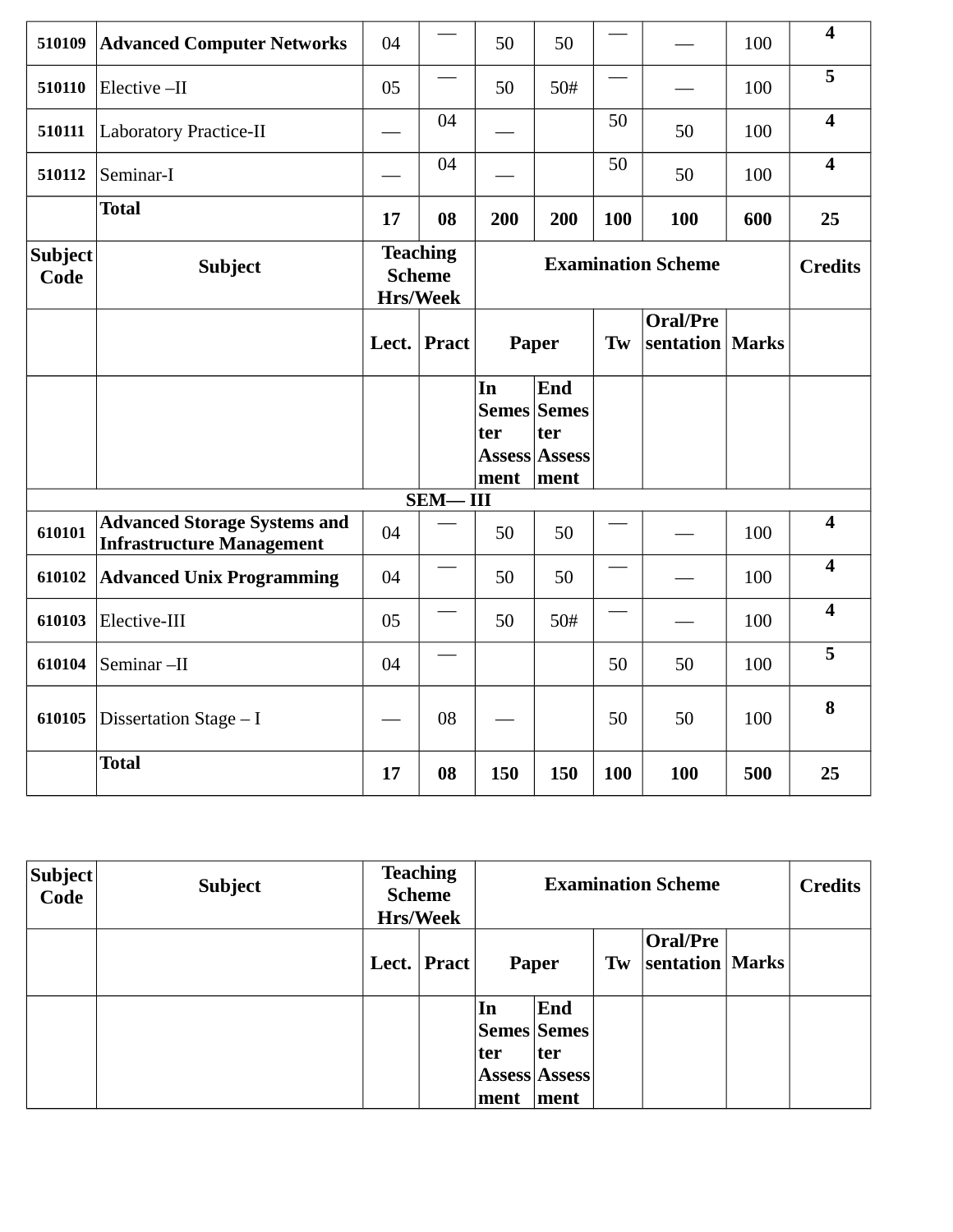| 510109 | **Advanced Computer Networks** | 04 | — | 50 | 50 | — | — | 100 | **4** |
|---|---|---|---|---|---|---|---|---|---|
| 510110 | Elective –II | 05 | — | 50 | 50# | — | — | 100 | **5** |
| 510111 | Laboratory Practice-II | — | 04 | — | | 50 | 50 | 100 | **4** |
| 510112 | Seminar-I | — | 04 | — | | 50 | 50 | 100 | **4** |
| | **Total** | **17** | **08** | **200** | **200** | **100** | **100** | **600** | **25** |

| **Subject Code** | **Subject** | **Teaching Scheme Hrs/Week** | | **Examination Scheme** | | | | | **Credits** |
|---|---|---|---|---|---|---|---|---|---|
| | | **Lect.** | **Pract** | **Paper** | | **Tw** | **Oral/Presentation** | **Marks** | |
| | | | | **In Semester Assessment** | **End Semester Assessment** | | | | |
| **SEM— III** | | | | | | | | | |
| 610101 | **Advanced Storage Systems and Infrastructure Management** | 04 | — | 50 | 50 | — | — | 100 | **4** |
| 610102 | **Advanced Unix Programming** | 04 | — | 50 | 50 | — | — | 100 | **4** |
| 610103 | Elective-III | 05 | — | 50 | 50# | — | — | 100 | **4** |
| 610104 | Seminar –II | 04 | — | | | 50 | 50 | 100 | **5** |
| 610105 | Dissertation Stage – I | — | 08 | — | | 50 | 50 | 100 | **8** |
| | **Total** | **17** | **08** | **150** | **150** | **100** | **100** | **500** | **25** |

| **Subject Code** | **Subject** | **Teaching Scheme Hrs/Week** | | **Examination Scheme** | | | | | **Credits** |
|---|---|---|---|---|---|---|---|---|---|
| | | **Lect.** | **Pract** | **Paper** | | **Tw** | **Oral/Presentation** | **Marks** | |
| | | | | **In Semester Assessment** | **End Semester Assessment** | | | | |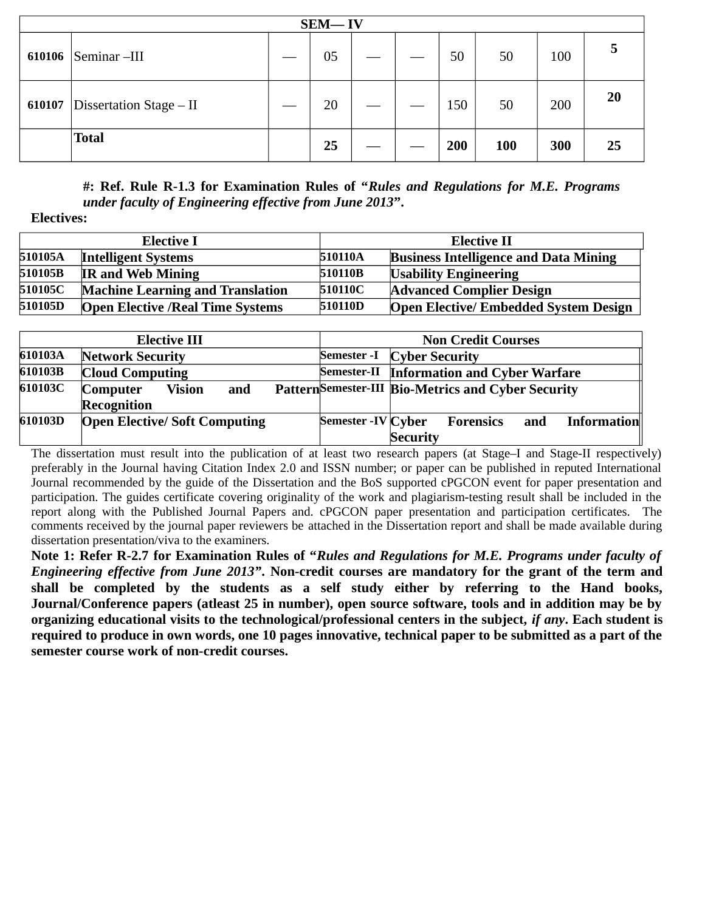| SEM— IV | | | | | | | | | |
|---|---|---|---|---|---|---|---|---|---|
| **610106** | Seminar –III | — | 05 | — | — | 50 | 50 | 100 | **5** |
| **610107** | Dissertation Stage – II | — | 20 | — | — | 150 | 50 | 200 | **20** |
| | **Total** | | **25** | — | — | **200** | **100** | **300** | **25** |

**#: Ref. Rule R-1.3 for Examination Rules of "*Rules and Regulations for M.E. Programs under faculty of Engineering effective from June 2013*".**

**Electives:**

| **Elective I** | | **Elective II** | |
|---|---|---|---|
| **510105A** | **Intelligent Systems** | **510110A** | **Business Intelligence and Data Mining** |
| **510105B** | **IR and Web Mining** | **510110B** | **Usability Engineering** |
| **510105C** | **Machine Learning and Translation** | **510110C** | **Advanced Complier Design** |
| **510105D** | **Open Elective /Real Time Systems** | **510110D** | **Open Elective/ Embedded System Design** |

| **Elective III** | | **Non Credit Courses** | |
|---|---|---|---|
| **610103A** | **Network Security** | **Semester -I** | **Cyber Security** |
| **610103B** | **Cloud Computing** | **Semester-II** | **Information and Cyber Warfare** |
| **610103C** | **Computer Vision and Pattern Recognition** | **Semester-III** | **Bio-Metrics and Cyber Security** |
| **610103D** | **Open Elective/ Soft Computing** | **Semester -IV** | **Cyber Forensics and Information Security** |

The dissertation must result into the publication of at least two research papers (at Stage–I and Stage-II respectively) preferably in the Journal having Citation Index 2.0 and ISSN number; or paper can be published in reputed International Journal recommended by the guide of the Dissertation and the BoS supported cPGCON event for paper presentation and participation. The guides certificate covering originality of the work and plagiarism-testing result shall be included in the report along with the Published Journal Papers and. cPGCON paper presentation and participation certificates. The comments received by the journal paper reviewers be attached in the Dissertation report and shall be made available during dissertation presentation/viva to the examiners.

**Note 1: Refer R-2.7 for Examination Rules of "*Rules and Regulations for M.E. Programs under faculty of Engineering effective from June 2013*". Non-credit courses are mandatory for the grant of the term and shall be completed by the students as a self study either by referring to the Hand books, Journal/Conference papers (atleast 25 in number), open source software, tools and in addition may be by organizing educational visits to the technological/professional centers in the subject, *if any*. Each student is required to produce in own words, one 10 pages innovative, technical paper to be submitted as a part of the semester course work of non-credit courses.**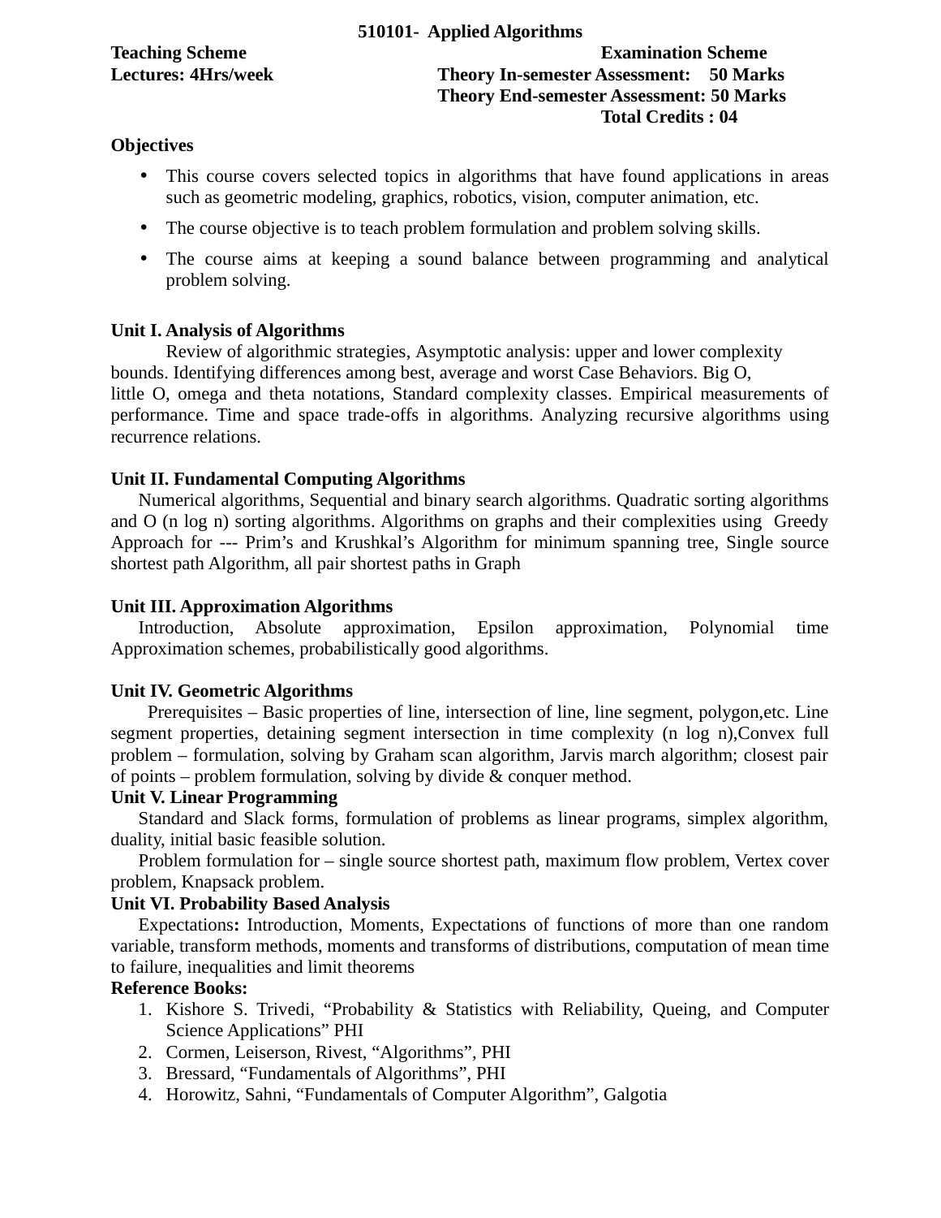## 510101- Applied Algorithms

**Teaching Scheme**
**Lectures: 4Hrs/week**

**Examination Scheme**
**Theory In-semester Assessment: 50 Marks**
**Theory End-semester Assessment: 50 Marks**
**Total Credits : 04**

**Objectives**

- This course covers selected topics in algorithms that have found applications in areas such as geometric modeling, graphics, robotics, vision, computer animation, etc.
- The course objective is to teach problem formulation and problem solving skills.
- The course aims at keeping a sound balance between programming and analytical problem solving.

**Unit I. Analysis of Algorithms**

Review of algorithmic strategies, Asymptotic analysis: upper and lower complexity bounds. Identifying differences among best, average and worst Case Behaviors. Big O, little O, omega and theta notations, Standard complexity classes. Empirical measurements of performance. Time and space trade-offs in algorithms. Analyzing recursive algorithms using recurrence relations.

**Unit II. Fundamental Computing Algorithms**

Numerical algorithms, Sequential and binary search algorithms. Quadratic sorting algorithms and O (n log n) sorting algorithms. Algorithms on graphs and their complexities using Greedy Approach for --- Prim's and Krushkal's Algorithm for minimum spanning tree, Single source shortest path Algorithm, all pair shortest paths in Graph

**Unit III. Approximation Algorithms**

Introduction, Absolute approximation, Epsilon approximation, Polynomial time Approximation schemes, probabilistically good algorithms.

**Unit IV. Geometric Algorithms**

Prerequisites – Basic properties of line, intersection of line, line segment, polygon,etc. Line segment properties, detaining segment intersection in time complexity (n log n),Convex full problem – formulation, solving by Graham scan algorithm, Jarvis march algorithm; closest pair of points – problem formulation, solving by divide & conquer method.

**Unit V. Linear Programming**

Standard and Slack forms, formulation of problems as linear programs, simplex algorithm, duality, initial basic feasible solution.

Problem formulation for – single source shortest path, maximum flow problem, Vertex cover problem, Knapsack problem.

**Unit VI. Probability Based Analysis**

Expectations**:** Introduction, Moments, Expectations of functions of more than one random variable, transform methods, moments and transforms of distributions, computation of mean time to failure, inequalities and limit theorems

**Reference Books:**

1. Kishore S. Trivedi, "Probability & Statistics with Reliability, Queing, and Computer Science Applications" PHI
2. Cormen, Leiserson, Rivest, "Algorithms", PHI
3. Bressard, "Fundamentals of Algorithms", PHI
4. Horowitz, Sahni, "Fundamentals of Computer Algorithm", Galgotia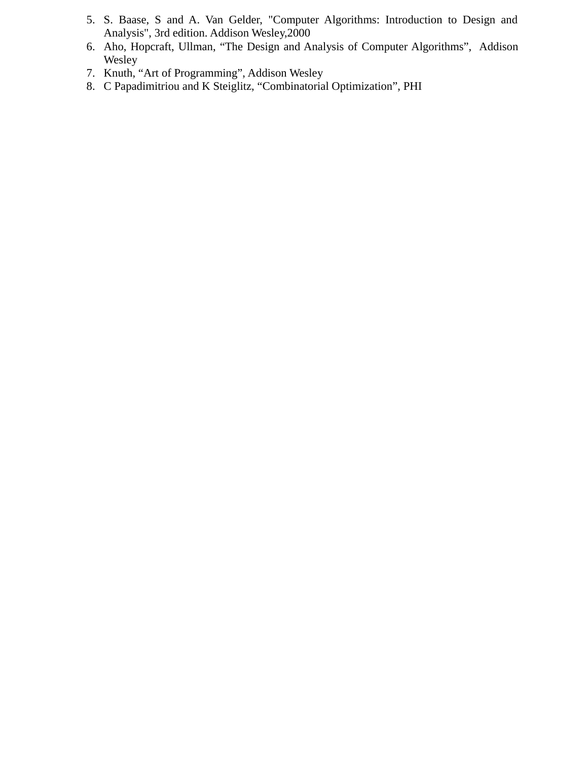5. S. Baase, S and A. Van Gelder, "Computer Algorithms: Introduction to Design and Analysis", 3rd edition. Addison Wesley,2000
6. Aho, Hopcraft, Ullman, “The Design and Analysis of Computer Algorithms”, Addison Wesley
7. Knuth, “Art of Programming”, Addison Wesley
8. C Papadimitriou and K Steiglitz, “Combinatorial Optimization”, PHI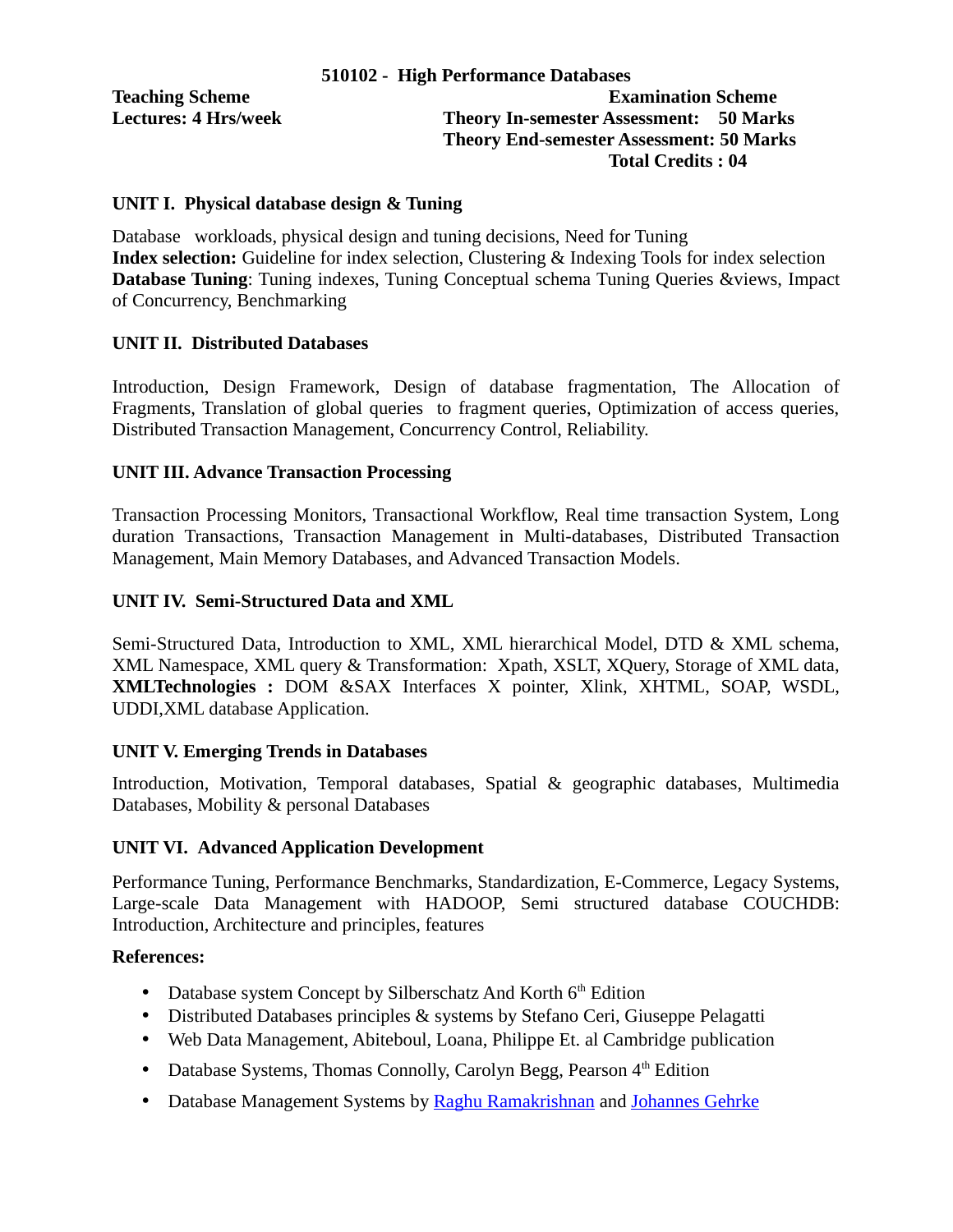## 510102 - High Performance Databases

**Teaching Scheme**
**Lectures: 4 Hrs/week**

**Examination Scheme**
**Theory In-semester Assessment: 50 Marks**
**Theory End-semester Assessment: 50 Marks**
**Total Credits : 04**

### UNIT I. Physical database design & Tuning

Database workloads, physical design and tuning decisions, Need for Tuning
**Index selection:** Guideline for index selection, Clustering & Indexing Tools for index selection
**Database Tuning**: Tuning indexes, Tuning Conceptual schema Tuning Queries &views, Impact of Concurrency, Benchmarking

### UNIT II. Distributed Databases

Introduction, Design Framework, Design of database fragmentation, The Allocation of Fragments, Translation of global queries to fragment queries, Optimization of access queries, Distributed Transaction Management, Concurrency Control, Reliability.

### UNIT III. Advance Transaction Processing

Transaction Processing Monitors, Transactional Workflow, Real time transaction System, Long duration Transactions, Transaction Management in Multi-databases, Distributed Transaction Management, Main Memory Databases, and Advanced Transaction Models.

### UNIT IV. Semi-Structured Data and XML

Semi-Structured Data, Introduction to XML, XML hierarchical Model, DTD & XML schema, XML Namespace, XML query & Transformation: Xpath, XSLT, XQuery, Storage of XML data, **XMLTechnologies :** DOM &SAX Interfaces X pointer, Xlink, XHTML, SOAP, WSDL, UDDI,XML database Application.

### UNIT V. Emerging Trends in Databases

Introduction, Motivation, Temporal databases, Spatial & geographic databases, Multimedia Databases, Mobility & personal Databases

### UNIT VI. Advanced Application Development

Performance Tuning, Performance Benchmarks, Standardization, E-Commerce, Legacy Systems, Large-scale Data Management with HADOOP, Semi structured database COUCHDB: Introduction, Architecture and principles, features

**References:**

- Database system Concept by Silberschatz And Korth 6th Edition
- Distributed Databases principles & systems by Stefano Ceri, Giuseppe Pelagatti
- Web Data Management, Abiteboul, Loana, Philippe Et. al Cambridge publication
- Database Systems, Thomas Connolly, Carolyn Begg, Pearson 4th Edition
- Database Management Systems by Raghu Ramakrishnan and Johannes Gehrke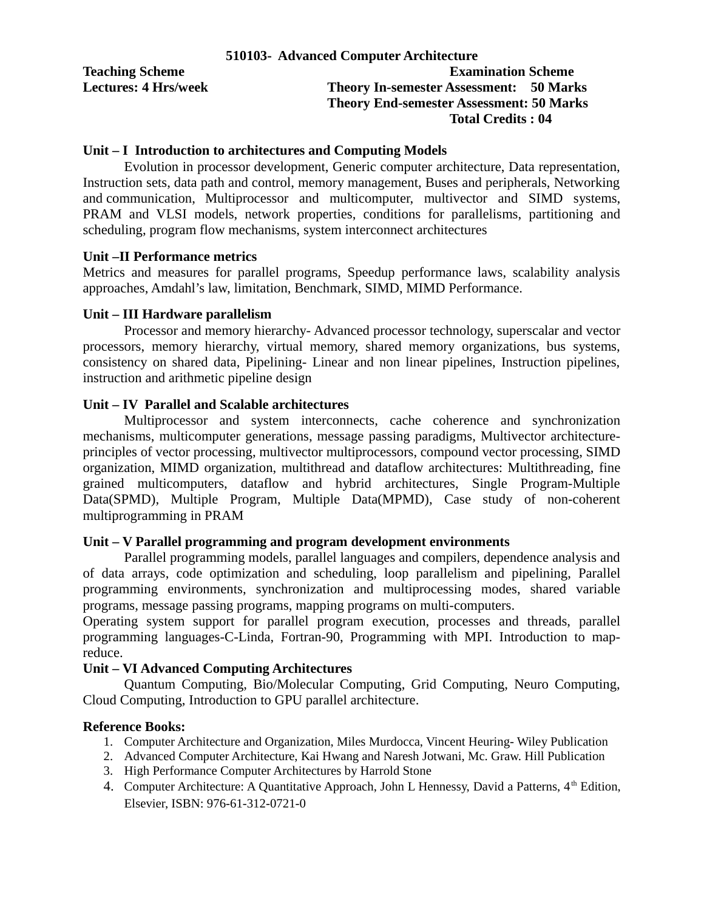## 510103- Advanced Computer Architecture

**Teaching Scheme**
**Lectures: 4 Hrs/week**

**Examination Scheme**
**Theory In-semester Assessment: 50 Marks**
**Theory End-semester Assessment: 50 Marks**
**Total Credits : 04**

### Unit – I Introduction to architectures and Computing Models

Evolution in processor development, Generic computer architecture, Data representation, Instruction sets, data path and control, memory management, Buses and peripherals, Networking and communication, Multiprocessor and multicomputer, multivector and SIMD systems, PRAM and VLSI models, network properties, conditions for parallelisms, partitioning and scheduling, program flow mechanisms, system interconnect architectures

### Unit –II Performance metrics

Metrics and measures for parallel programs, Speedup performance laws, scalability analysis approaches, Amdahl's law, limitation, Benchmark, SIMD, MIMD Performance.

### Unit – III Hardware parallelism

Processor and memory hierarchy- Advanced processor technology, superscalar and vector processors, memory hierarchy, virtual memory, shared memory organizations, bus systems, consistency on shared data, Pipelining- Linear and non linear pipelines, Instruction pipelines, instruction and arithmetic pipeline design

### Unit – IV Parallel and Scalable architectures

Multiprocessor and system interconnects, cache coherence and synchronization mechanisms, multicomputer generations, message passing paradigms, Multivector architecture- principles of vector processing, multivector multiprocessors, compound vector processing, SIMD organization, MIMD organization, multithread and dataflow architectures: Multithreading, fine grained multicomputers, dataflow and hybrid architectures, Single Program-Multiple Data(SPMD), Multiple Program, Multiple Data(MPMD), Case study of non-coherent multiprogramming in PRAM

### Unit – V Parallel programming and program development environments

Parallel programming models, parallel languages and compilers, dependence analysis and of data arrays, code optimization and scheduling, loop parallelism and pipelining, Parallel programming environments, synchronization and multiprocessing modes, shared variable programs, message passing programs, mapping programs on multi-computers.

Operating system support for parallel program execution, processes and threads, parallel programming languages-C-Linda, Fortran-90, Programming with MPI. Introduction to map-reduce.

### Unit – VI Advanced Computing Architectures

Quantum Computing, Bio/Molecular Computing, Grid Computing, Neuro Computing, Cloud Computing, Introduction to GPU parallel architecture.

**Reference Books:**

1. Computer Architecture and Organization, Miles Murdocca, Vincent Heuring- Wiley Publication
2. Advanced Computer Architecture, Kai Hwang and Naresh Jotwani, Mc. Graw. Hill Publication
3. High Performance Computer Architectures by Harrold Stone
4. Computer Architecture: A Quantitative Approach, John L Hennessy, David a Patterns, 4th Edition, Elsevier, ISBN: 976-61-312-0721-0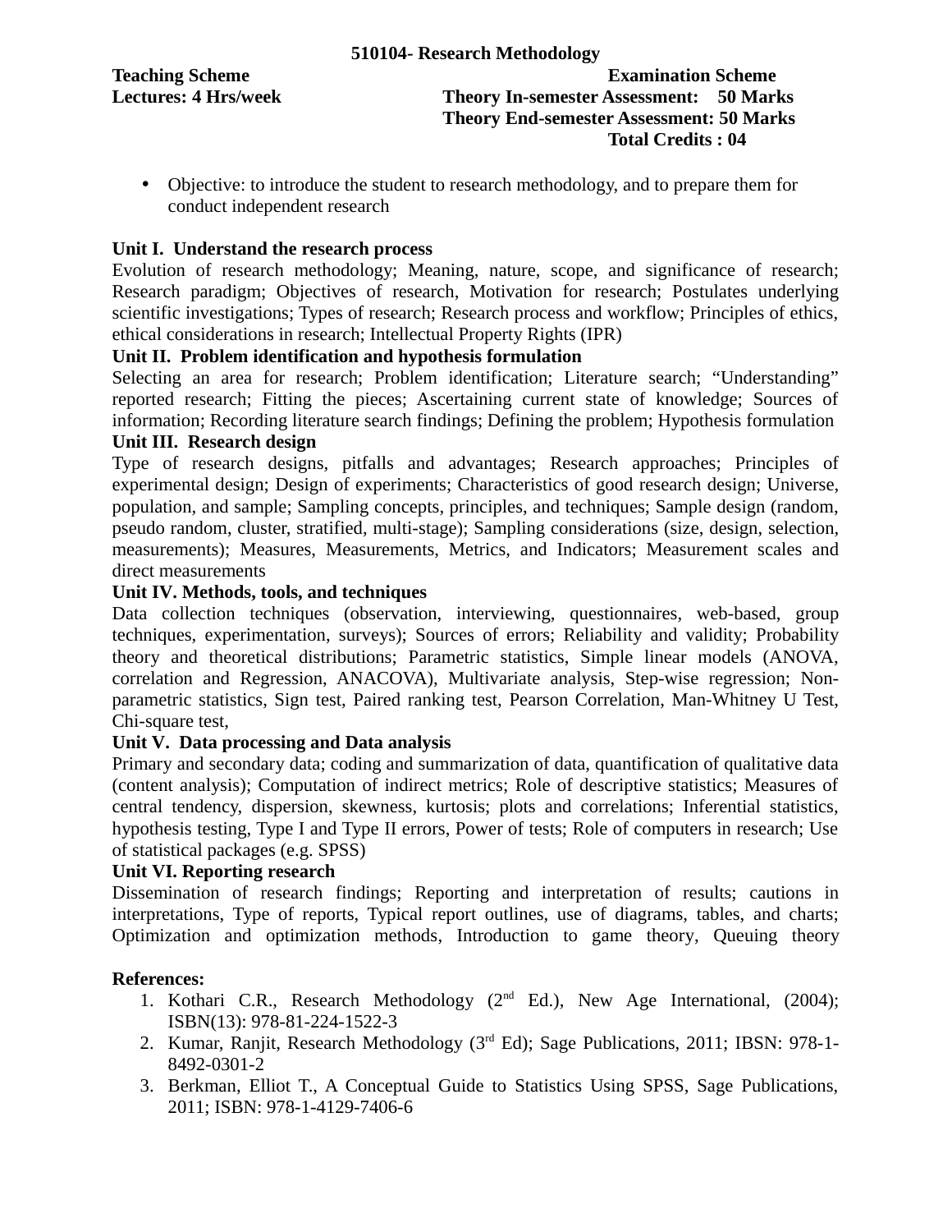## 510104- Research Methodology

**Teaching Scheme**
**Lectures: 4 Hrs/week**

**Examination Scheme**
**Theory In-semester Assessment: 50 Marks**
**Theory End-semester Assessment: 50 Marks**
**Total Credits : 04**

- Objective: to introduce the student to research methodology, and to prepare them for conduct independent research

**Unit I. Understand the research process**

Evolution of research methodology; Meaning, nature, scope, and significance of research; Research paradigm; Objectives of research, Motivation for research; Postulates underlying scientific investigations; Types of research; Research process and workflow; Principles of ethics, ethical considerations in research; Intellectual Property Rights (IPR)

**Unit II. Problem identification and hypothesis formulation**

Selecting an area for research; Problem identification; Literature search; "Understanding" reported research; Fitting the pieces; Ascertaining current state of knowledge; Sources of information; Recording literature search findings; Defining the problem; Hypothesis formulation

**Unit III. Research design**

Type of research designs, pitfalls and advantages; Research approaches; Principles of experimental design; Design of experiments; Characteristics of good research design; Universe, population, and sample; Sampling concepts, principles, and techniques; Sample design (random, pseudo random, cluster, stratified, multi-stage); Sampling considerations (size, design, selection, measurements); Measures, Measurements, Metrics, and Indicators; Measurement scales and direct measurements

**Unit IV. Methods, tools, and techniques**

Data collection techniques (observation, interviewing, questionnaires, web-based, group techniques, experimentation, surveys); Sources of errors; Reliability and validity; Probability theory and theoretical distributions; Parametric statistics, Simple linear models (ANOVA, correlation and Regression, ANACOVA), Multivariate analysis, Step-wise regression; Non-parametric statistics, Sign test, Paired ranking test, Pearson Correlation, Man-Whitney U Test, Chi-square test,

**Unit V. Data processing and Data analysis**

Primary and secondary data; coding and summarization of data, quantification of qualitative data (content analysis); Computation of indirect metrics; Role of descriptive statistics; Measures of central tendency, dispersion, skewness, kurtosis; plots and correlations; Inferential statistics, hypothesis testing, Type I and Type II errors, Power of tests; Role of computers in research; Use of statistical packages (e.g. SPSS)

**Unit VI. Reporting research**

Dissemination of research findings; Reporting and interpretation of results; cautions in interpretations, Type of reports, Typical report outlines, use of diagrams, tables, and charts; Optimization and optimization methods, Introduction to game theory, Queuing theory

**References:**

1. Kothari C.R., Research Methodology (2nd Ed.), New Age International, (2004); ISBN(13): 978-81-224-1522-3
2. Kumar, Ranjit, Research Methodology (3rd Ed); Sage Publications, 2011; IBSN: 978-1-8492-0301-2
3. Berkman, Elliot T., A Conceptual Guide to Statistics Using SPSS, Sage Publications, 2011; ISBN: 978-1-4129-7406-6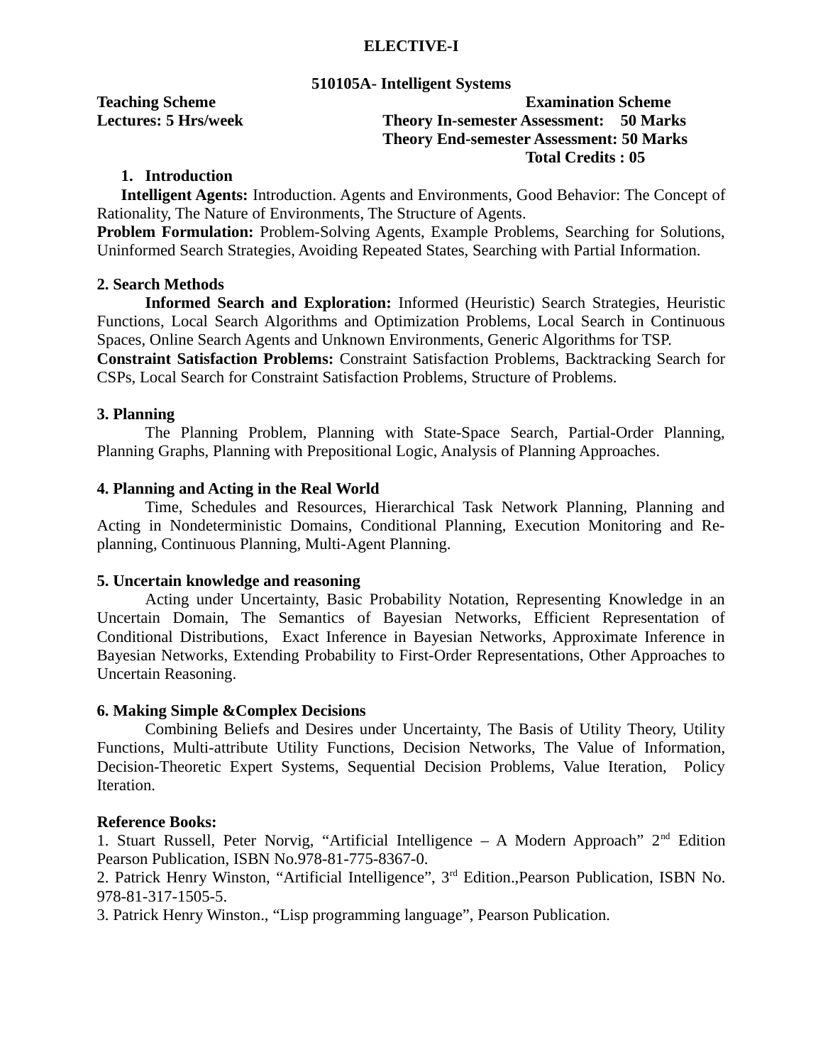## ELECTIVE-I

### 510105A- Intelligent Systems

**Teaching Scheme**
**Lectures: 5 Hrs/week**

**Examination Scheme**
**Theory In-semester Assessment: 50 Marks**
**Theory End-semester Assessment: 50 Marks**
**Total Credits : 05**

**1. Introduction**

**Intelligent Agents:** Introduction. Agents and Environments, Good Behavior: The Concept of Rationality, The Nature of Environments, The Structure of Agents.

**Problem Formulation:** Problem-Solving Agents, Example Problems, Searching for Solutions, Uninformed Search Strategies, Avoiding Repeated States, Searching with Partial Information.

**2. Search Methods**

**Informed Search and Exploration:** Informed (Heuristic) Search Strategies, Heuristic Functions, Local Search Algorithms and Optimization Problems, Local Search in Continuous Spaces, Online Search Agents and Unknown Environments, Generic Algorithms for TSP.

**Constraint Satisfaction Problems:** Constraint Satisfaction Problems, Backtracking Search for CSPs, Local Search for Constraint Satisfaction Problems, Structure of Problems.

**3. Planning**

The Planning Problem, Planning with State-Space Search, Partial-Order Planning, Planning Graphs, Planning with Prepositional Logic, Analysis of Planning Approaches.

**4. Planning and Acting in the Real World**

Time, Schedules and Resources, Hierarchical Task Network Planning, Planning and Acting in Nondeterministic Domains, Conditional Planning, Execution Monitoring and Re-planning, Continuous Planning, Multi-Agent Planning.

**5. Uncertain knowledge and reasoning**

Acting under Uncertainty, Basic Probability Notation, Representing Knowledge in an Uncertain Domain, The Semantics of Bayesian Networks, Efficient Representation of Conditional Distributions, Exact Inference in Bayesian Networks, Approximate Inference in Bayesian Networks, Extending Probability to First-Order Representations, Other Approaches to Uncertain Reasoning.

**6. Making Simple &Complex Decisions**

Combining Beliefs and Desires under Uncertainty, The Basis of Utility Theory, Utility Functions, Multi-attribute Utility Functions, Decision Networks, The Value of Information, Decision-Theoretic Expert Systems, Sequential Decision Problems, Value Iteration, Policy Iteration.

**Reference Books:**

1. Stuart Russell, Peter Norvig, "Artificial Intelligence – A Modern Approach" 2nd Edition Pearson Publication, ISBN No.978-81-775-8367-0.
2. Patrick Henry Winston, "Artificial Intelligence", 3rd Edition.,Pearson Publication, ISBN No. 978-81-317-1505-5.
3. Patrick Henry Winston., "Lisp programming language", Pearson Publication.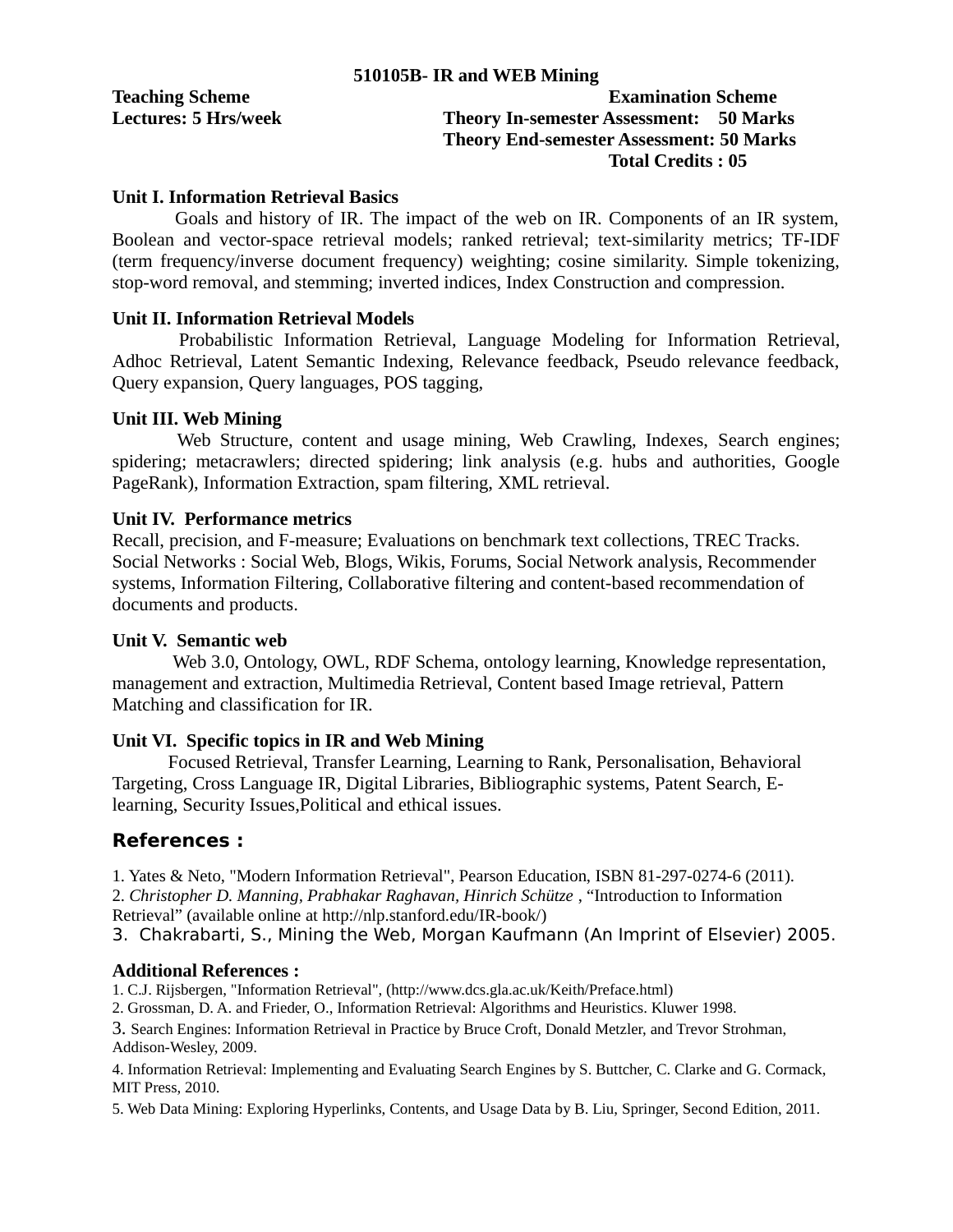## 510105B- IR and WEB Mining

**Teaching Scheme**
**Lectures: 5 Hrs/week**

**Examination Scheme**
**Theory In-semester Assessment: 50 Marks**
**Theory End-semester Assessment: 50 Marks**
**Total Credits : 05**

### Unit I. Information Retrieval Basics

Goals and history of IR. The impact of the web on IR. Components of an IR system, Boolean and vector-space retrieval models; ranked retrieval; text-similarity metrics; TF-IDF (term frequency/inverse document frequency) weighting; cosine similarity. Simple tokenizing, stop-word removal, and stemming; inverted indices, Index Construction and compression.

### Unit II. Information Retrieval Models

Probabilistic Information Retrieval, Language Modeling for Information Retrieval, Adhoc Retrieval, Latent Semantic Indexing, Relevance feedback, Pseudo relevance feedback, Query expansion, Query languages, POS tagging,

### Unit III. Web Mining

Web Structure, content and usage mining, Web Crawling, Indexes, Search engines; spidering; metacrawlers; directed spidering; link analysis (e.g. hubs and authorities, Google PageRank), Information Extraction, spam filtering, XML retrieval.

### Unit IV. Performance metrics

Recall, precision, and F-measure; Evaluations on benchmark text collections, TREC Tracks. Social Networks : Social Web, Blogs, Wikis, Forums, Social Network analysis, Recommender systems, Information Filtering, Collaborative filtering and content-based recommendation of documents and products.

### Unit V. Semantic web

Web 3.0, Ontology, OWL, RDF Schema, ontology learning, Knowledge representation, management and extraction, Multimedia Retrieval, Content based Image retrieval, Pattern Matching and classification for IR.

### Unit VI. Specific topics in IR and Web Mining

Focused Retrieval, Transfer Learning, Learning to Rank, Personalisation, Behavioral Targeting, Cross Language IR, Digital Libraries, Bibliographic systems, Patent Search, E-learning, Security Issues,Political and ethical issues.

### References :

1. Yates & Neto, "Modern Information Retrieval", Pearson Education, ISBN 81-297-0274-6 (2011).
2. *Christopher D. Manning, Prabhakar Raghavan, Hinrich Schütze* , "Introduction to Information Retrieval" (available online at http://nlp.stanford.edu/IR-book/)
3. Chakrabarti, S., Mining the Web, Morgan Kaufmann (An Imprint of Elsevier) 2005.

### Additional References :

1. C.J. Rijsbergen, "Information Retrieval", (http://www.dcs.gla.ac.uk/Keith/Preface.html)
2. Grossman, D. A. and Frieder, O., Information Retrieval: Algorithms and Heuristics. Kluwer 1998.
3. Search Engines: Information Retrieval in Practice by Bruce Croft, Donald Metzler, and Trevor Strohman, Addison-Wesley, 2009.
4. Information Retrieval: Implementing and Evaluating Search Engines by S. Buttcher, C. Clarke and G. Cormack, MIT Press, 2010.
5. Web Data Mining: Exploring Hyperlinks, Contents, and Usage Data by B. Liu, Springer, Second Edition, 2011.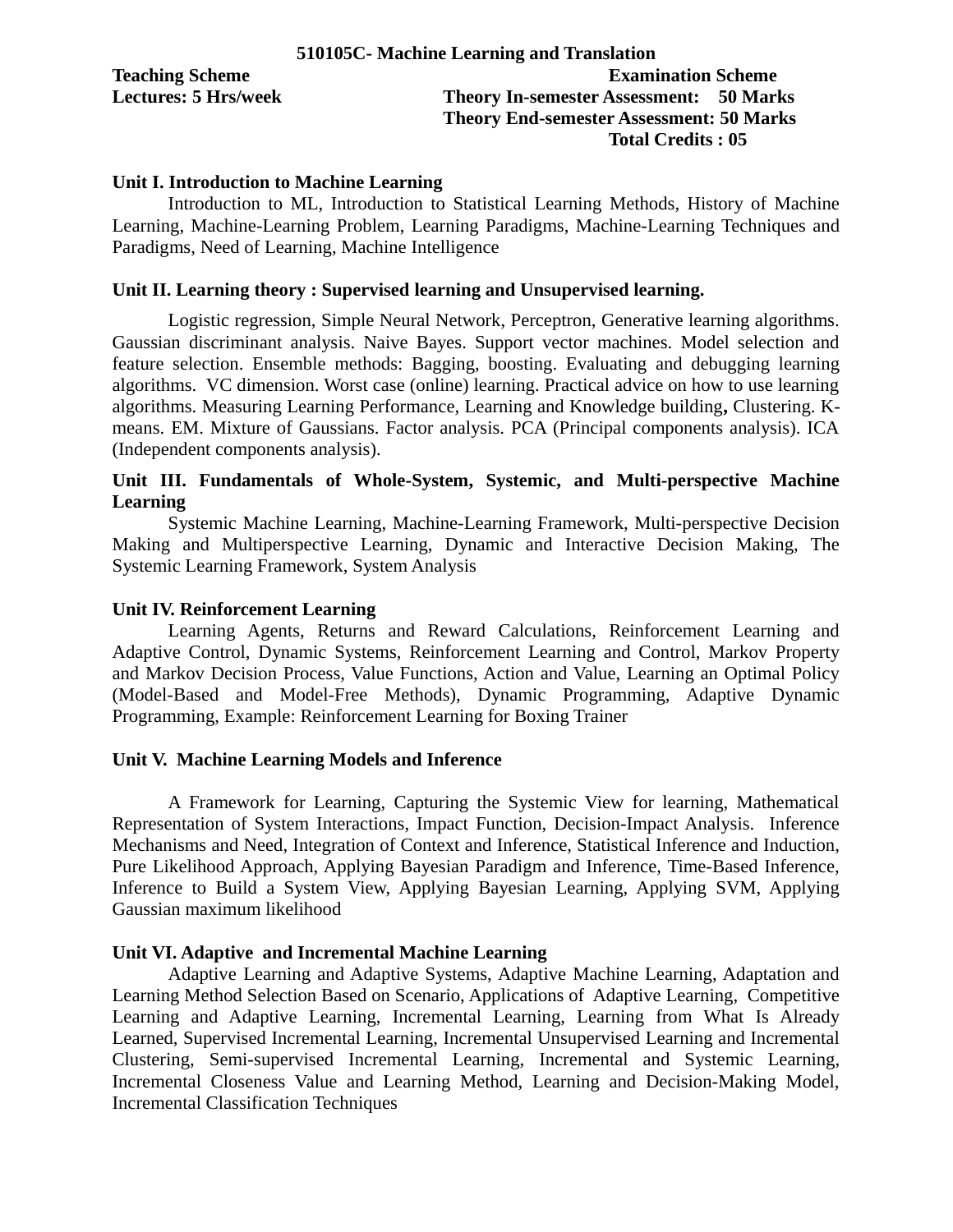## 510105C- Machine Learning and Translation

**Teaching Scheme**
**Lectures: 5 Hrs/week**

**Examination Scheme**
**Theory In-semester Assessment: 50 Marks**
**Theory End-semester Assessment: 50 Marks**
**Total Credits : 05**

### Unit I. Introduction to Machine Learning

Introduction to ML, Introduction to Statistical Learning Methods, History of Machine Learning, Machine-Learning Problem, Learning Paradigms, Machine-Learning Techniques and Paradigms, Need of Learning, Machine Intelligence

### Unit II. Learning theory : Supervised learning and Unsupervised learning.

Logistic regression, Simple Neural Network, Perceptron, Generative learning algorithms. Gaussian discriminant analysis. Naive Bayes. Support vector machines. Model selection and feature selection. Ensemble methods: Bagging, boosting. Evaluating and debugging learning algorithms. VC dimension. Worst case (online) learning. Practical advice on how to use learning algorithms. Measuring Learning Performance, Learning and Knowledge building**,** Clustering. K-means. EM. Mixture of Gaussians. Factor analysis. PCA (Principal components analysis). ICA (Independent components analysis).

### Unit III. Fundamentals of Whole-System, Systemic, and Multi-perspective Machine Learning

Systemic Machine Learning, Machine-Learning Framework, Multi-perspective Decision Making and Multiperspective Learning, Dynamic and Interactive Decision Making, The Systemic Learning Framework, System Analysis

### Unit IV. Reinforcement Learning

Learning Agents, Returns and Reward Calculations, Reinforcement Learning and Adaptive Control, Dynamic Systems, Reinforcement Learning and Control, Markov Property and Markov Decision Process, Value Functions, Action and Value, Learning an Optimal Policy (Model-Based and Model-Free Methods), Dynamic Programming, Adaptive Dynamic Programming, Example: Reinforcement Learning for Boxing Trainer

### Unit V. Machine Learning Models and Inference

A Framework for Learning, Capturing the Systemic View for learning, Mathematical Representation of System Interactions, Impact Function, Decision-Impact Analysis. Inference Mechanisms and Need, Integration of Context and Inference, Statistical Inference and Induction, Pure Likelihood Approach, Applying Bayesian Paradigm and Inference, Time-Based Inference, Inference to Build a System View, Applying Bayesian Learning, Applying SVM, Applying Gaussian maximum likelihood

### Unit VI. Adaptive and Incremental Machine Learning

Adaptive Learning and Adaptive Systems, Adaptive Machine Learning, Adaptation and Learning Method Selection Based on Scenario, Applications of Adaptive Learning, Competitive Learning and Adaptive Learning, Incremental Learning, Learning from What Is Already Learned, Supervised Incremental Learning, Incremental Unsupervised Learning and Incremental Clustering, Semi-supervised Incremental Learning, Incremental and Systemic Learning, Incremental Closeness Value and Learning Method, Learning and Decision-Making Model, Incremental Classification Techniques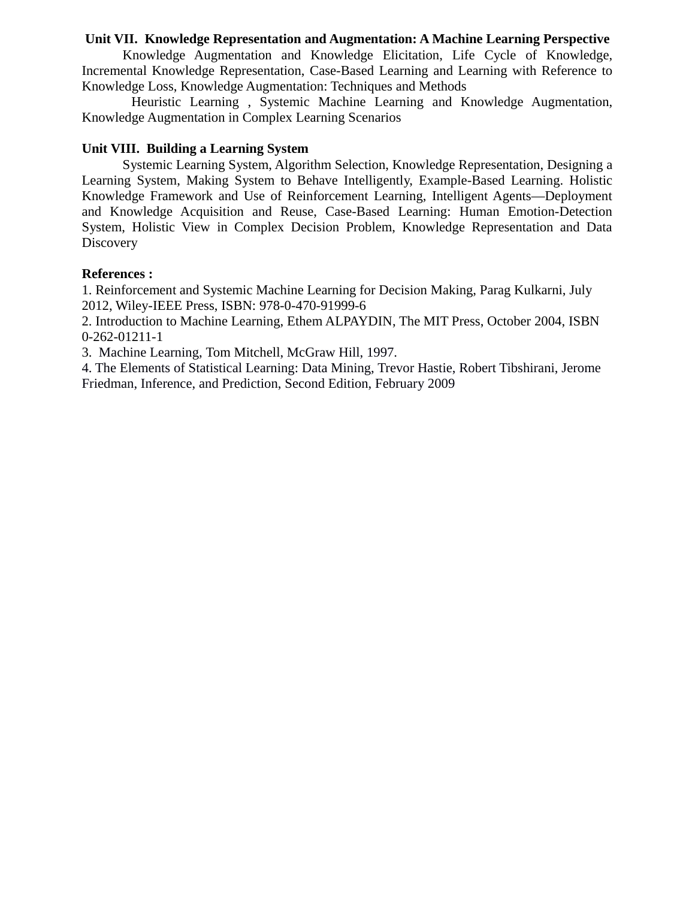**Unit VII. Knowledge Representation and Augmentation: A Machine Learning Perspective**

Knowledge Augmentation and Knowledge Elicitation, Life Cycle of Knowledge, Incremental Knowledge Representation, Case-Based Learning and Learning with Reference to Knowledge Loss, Knowledge Augmentation: Techniques and Methods

Heuristic Learning , Systemic Machine Learning and Knowledge Augmentation, Knowledge Augmentation in Complex Learning Scenarios

**Unit VIII. Building a Learning System**

Systemic Learning System, Algorithm Selection, Knowledge Representation, Designing a Learning System, Making System to Behave Intelligently, Example-Based Learning. Holistic Knowledge Framework and Use of Reinforcement Learning, Intelligent Agents—Deployment and Knowledge Acquisition and Reuse, Case-Based Learning: Human Emotion-Detection System, Holistic View in Complex Decision Problem, Knowledge Representation and Data Discovery

**References :**

1. Reinforcement and Systemic Machine Learning for Decision Making, Parag Kulkarni, July 2012, Wiley-IEEE Press, ISBN: 978-0-470-91999-6
2. Introduction to Machine Learning, Ethem ALPAYDIN, The MIT Press, October 2004, ISBN 0-262-01211-1
3. Machine Learning, Tom Mitchell, McGraw Hill, 1997.
4. The Elements of Statistical Learning: Data Mining, Trevor Hastie, Robert Tibshirani, Jerome Friedman, Inference, and Prediction, Second Edition, February 2009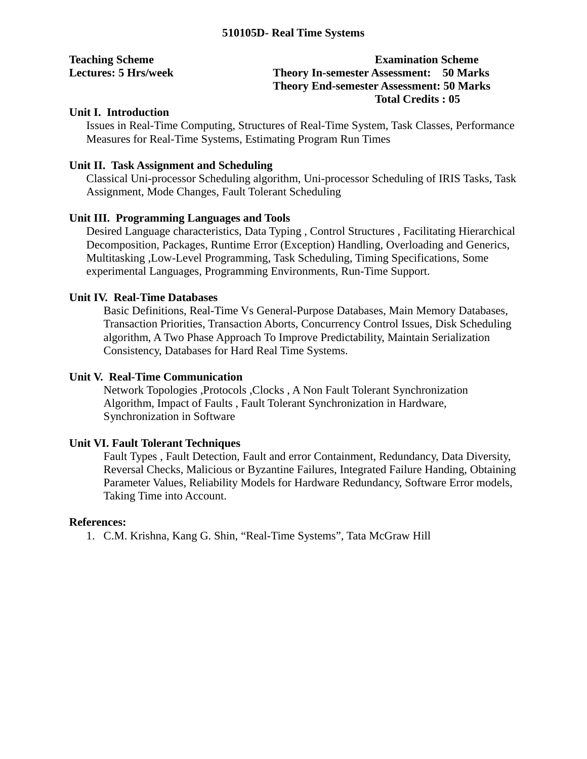## 510105D- Real Time Systems

**Teaching Scheme**
**Lectures: 5 Hrs/week**

**Examination Scheme**
**Theory In-semester Assessment: 50 Marks**
**Theory End-semester Assessment: 50 Marks**
**Total Credits : 05**

### Unit I. Introduction

Issues in Real-Time Computing, Structures of Real-Time System, Task Classes, Performance Measures for Real-Time Systems, Estimating Program Run Times

### Unit II. Task Assignment and Scheduling

Classical Uni-processor Scheduling algorithm, Uni-processor Scheduling of IRIS Tasks, Task Assignment, Mode Changes, Fault Tolerant Scheduling

### Unit III. Programming Languages and Tools

Desired Language characteristics, Data Typing , Control Structures , Facilitating Hierarchical Decomposition, Packages, Runtime Error (Exception) Handling, Overloading and Generics, Multitasking ,Low-Level Programming, Task Scheduling, Timing Specifications, Some experimental Languages, Programming Environments, Run-Time Support.

### Unit IV. Real-Time Databases

Basic Definitions, Real-Time Vs General-Purpose Databases, Main Memory Databases, Transaction Priorities, Transaction Aborts, Concurrency Control Issues, Disk Scheduling algorithm, A Two Phase Approach To Improve Predictability, Maintain Serialization Consistency, Databases for Hard Real Time Systems.

### Unit V. Real-Time Communication

Network Topologies ,Protocols ,Clocks , A Non Fault Tolerant Synchronization Algorithm, Impact of Faults , Fault Tolerant Synchronization in Hardware, Synchronization in Software

### Unit VI. Fault Tolerant Techniques

Fault Types , Fault Detection, Fault and error Containment, Redundancy, Data Diversity, Reversal Checks, Malicious or Byzantine Failures, Integrated Failure Handing, Obtaining Parameter Values, Reliability Models for Hardware Redundancy, Software Error models, Taking Time into Account.

### References:

1. C.M. Krishna, Kang G. Shin, “Real-Time Systems”, Tata McGraw Hill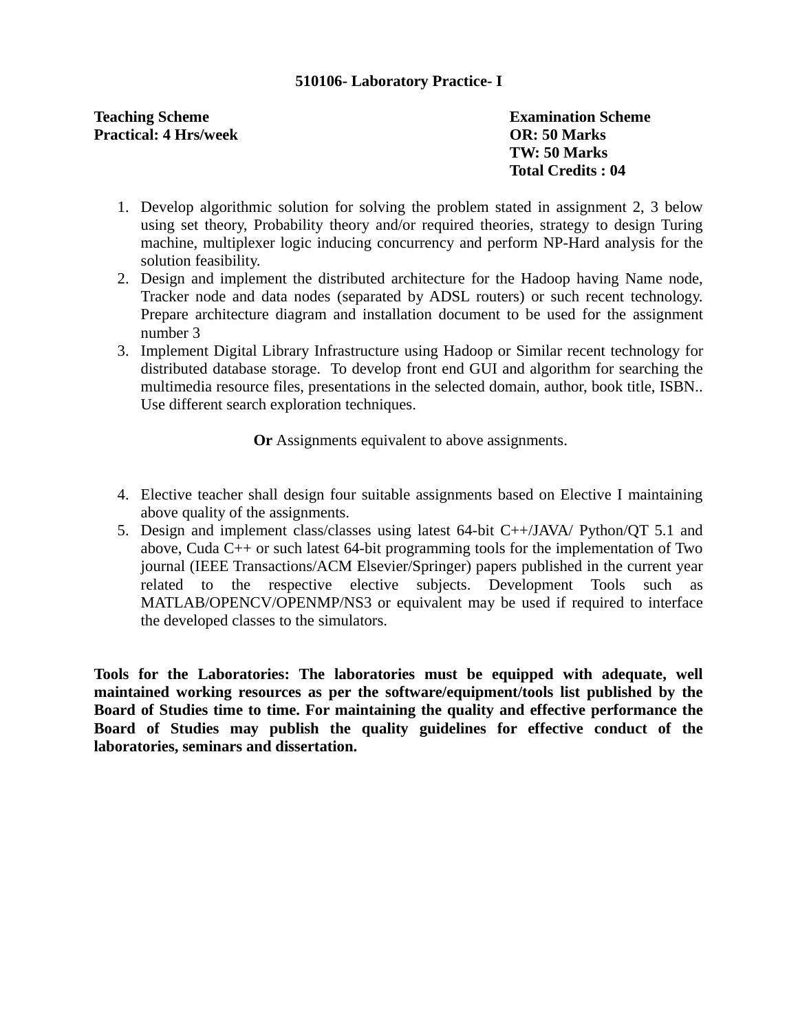**510106- Laboratory Practice- I**

**Teaching Scheme**
**Practical: 4 Hrs/week**

**Examination Scheme**
**OR: 50 Marks**
**TW: 50 Marks**
**Total Credits : 04**

1. Develop algorithmic solution for solving the problem stated in assignment 2, 3 below using set theory, Probability theory and/or required theories, strategy to design Turing machine, multiplexer logic inducing concurrency and perform NP-Hard analysis for the solution feasibility.
2. Design and implement the distributed architecture for the Hadoop having Name node, Tracker node and data nodes (separated by ADSL routers) or such recent technology. Prepare architecture diagram and installation document to be used for the assignment number 3
3. Implement Digital Library Infrastructure using Hadoop or Similar recent technology for distributed database storage. To develop front end GUI and algorithm for searching the multimedia resource files, presentations in the selected domain, author, book title, ISBN.. Use different search exploration techniques.

**Or** Assignments equivalent to above assignments.

4. Elective teacher shall design four suitable assignments based on Elective I maintaining above quality of the assignments.
5. Design and implement class/classes using latest 64-bit C++/JAVA/ Python/QT 5.1 and above, Cuda C++ or such latest 64-bit programming tools for the implementation of Two journal (IEEE Transactions/ACM Elsevier/Springer) papers published in the current year related to the respective elective subjects. Development Tools such as MATLAB/OPENCV/OPENMP/NS3 or equivalent may be used if required to interface the developed classes to the simulators.

**Tools for the Laboratories: The laboratories must be equipped with adequate, well maintained working resources as per the software/equipment/tools list published by the Board of Studies time to time. For maintaining the quality and effective performance the Board of Studies may publish the quality guidelines for effective conduct of the laboratories, seminars and dissertation.**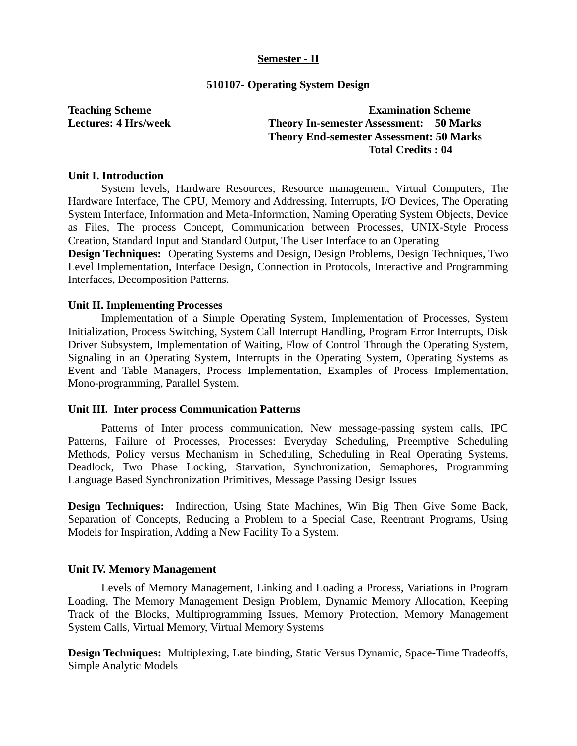**Semester - II**

**510107- Operating System Design**

**Teaching Scheme**
**Lectures: 4 Hrs/week**

**Examination Scheme**
**Theory In-semester Assessment: 50 Marks**
**Theory End-semester Assessment: 50 Marks**
**Total Credits : 04**

**Unit I. Introduction**

System levels, Hardware Resources, Resource management, Virtual Computers, The Hardware Interface, The CPU, Memory and Addressing, Interrupts, I/O Devices, The Operating System Interface, Information and Meta-Information, Naming Operating System Objects, Device as Files, The process Concept, Communication between Processes, UNIX-Style Process Creation, Standard Input and Standard Output, The User Interface to an Operating

**Design Techniques:** Operating Systems and Design, Design Problems, Design Techniques, Two Level Implementation, Interface Design, Connection in Protocols, Interactive and Programming Interfaces, Decomposition Patterns.

**Unit II. Implementing Processes**

Implementation of a Simple Operating System, Implementation of Processes, System Initialization, Process Switching, System Call Interrupt Handling, Program Error Interrupts, Disk Driver Subsystem, Implementation of Waiting, Flow of Control Through the Operating System, Signaling in an Operating System, Interrupts in the Operating System, Operating Systems as Event and Table Managers, Process Implementation, Examples of Process Implementation, Mono-programming, Parallel System.

**Unit III. Inter process Communication Patterns**

Patterns of Inter process communication, New message-passing system calls, IPC Patterns, Failure of Processes, Processes: Everyday Scheduling, Preemptive Scheduling Methods, Policy versus Mechanism in Scheduling, Scheduling in Real Operating Systems, Deadlock, Two Phase Locking, Starvation, Synchronization, Semaphores, Programming Language Based Synchronization Primitives, Message Passing Design Issues

**Design Techniques:** Indirection, Using State Machines, Win Big Then Give Some Back, Separation of Concepts, Reducing a Problem to a Special Case, Reentrant Programs, Using Models for Inspiration, Adding a New Facility To a System.

**Unit IV. Memory Management**

Levels of Memory Management, Linking and Loading a Process, Variations in Program Loading, The Memory Management Design Problem, Dynamic Memory Allocation, Keeping Track of the Blocks, Multiprogramming Issues, Memory Protection, Memory Management System Calls, Virtual Memory, Virtual Memory Systems

**Design Techniques:** Multiplexing, Late binding, Static Versus Dynamic, Space-Time Tradeoffs, Simple Analytic Models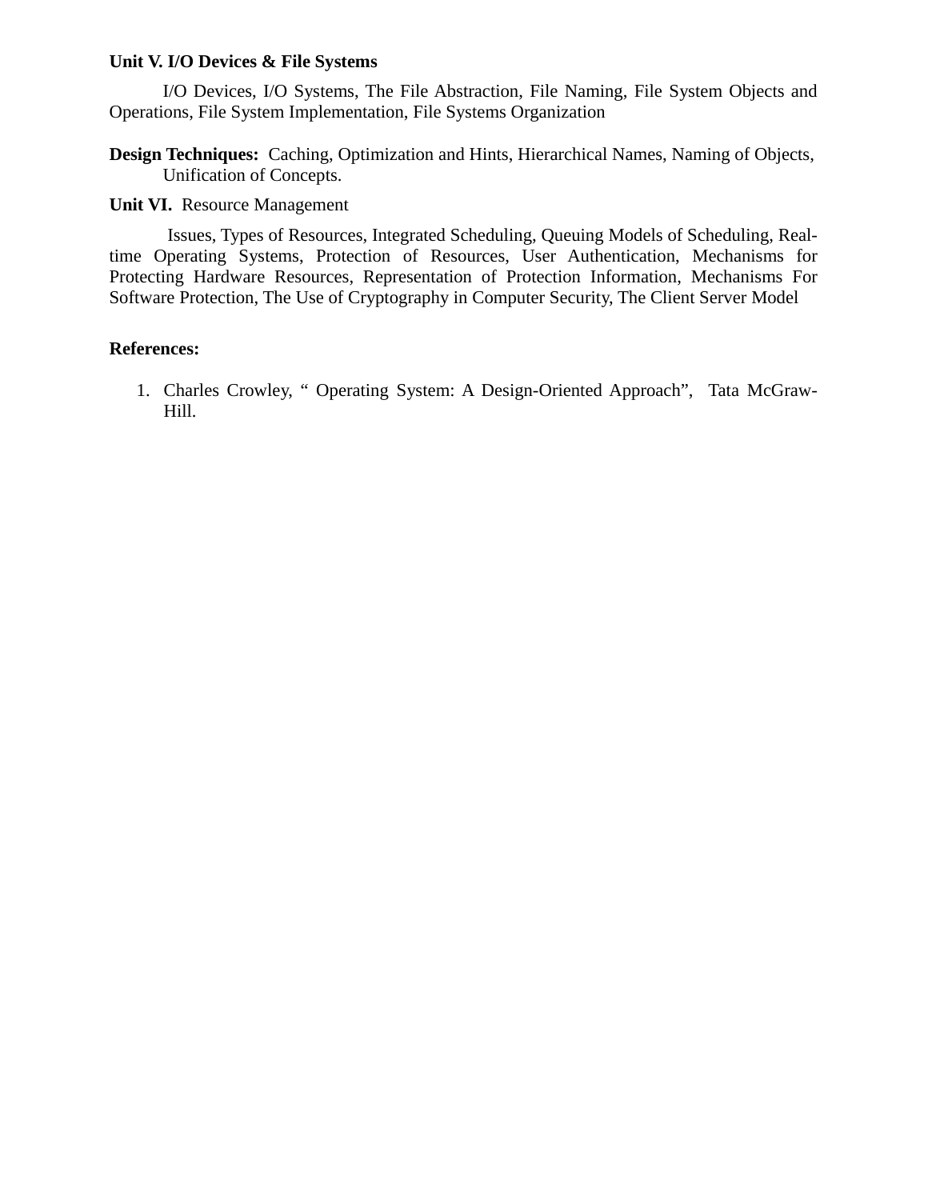**Unit V. I/O Devices & File Systems**

I/O Devices, I/O Systems, The File Abstraction, File Naming, File System Objects and Operations, File System Implementation, File Systems Organization

**Design Techniques:** Caching, Optimization and Hints, Hierarchical Names, Naming of Objects, Unification of Concepts.

**Unit VI.** Resource Management

Issues, Types of Resources, Integrated Scheduling, Queuing Models of Scheduling, Real-time Operating Systems, Protection of Resources, User Authentication, Mechanisms for Protecting Hardware Resources, Representation of Protection Information, Mechanisms For Software Protection, The Use of Cryptography in Computer Security, The Client Server Model

**References:**

1. Charles Crowley, " Operating System: A Design-Oriented Approach", Tata McGraw-Hill.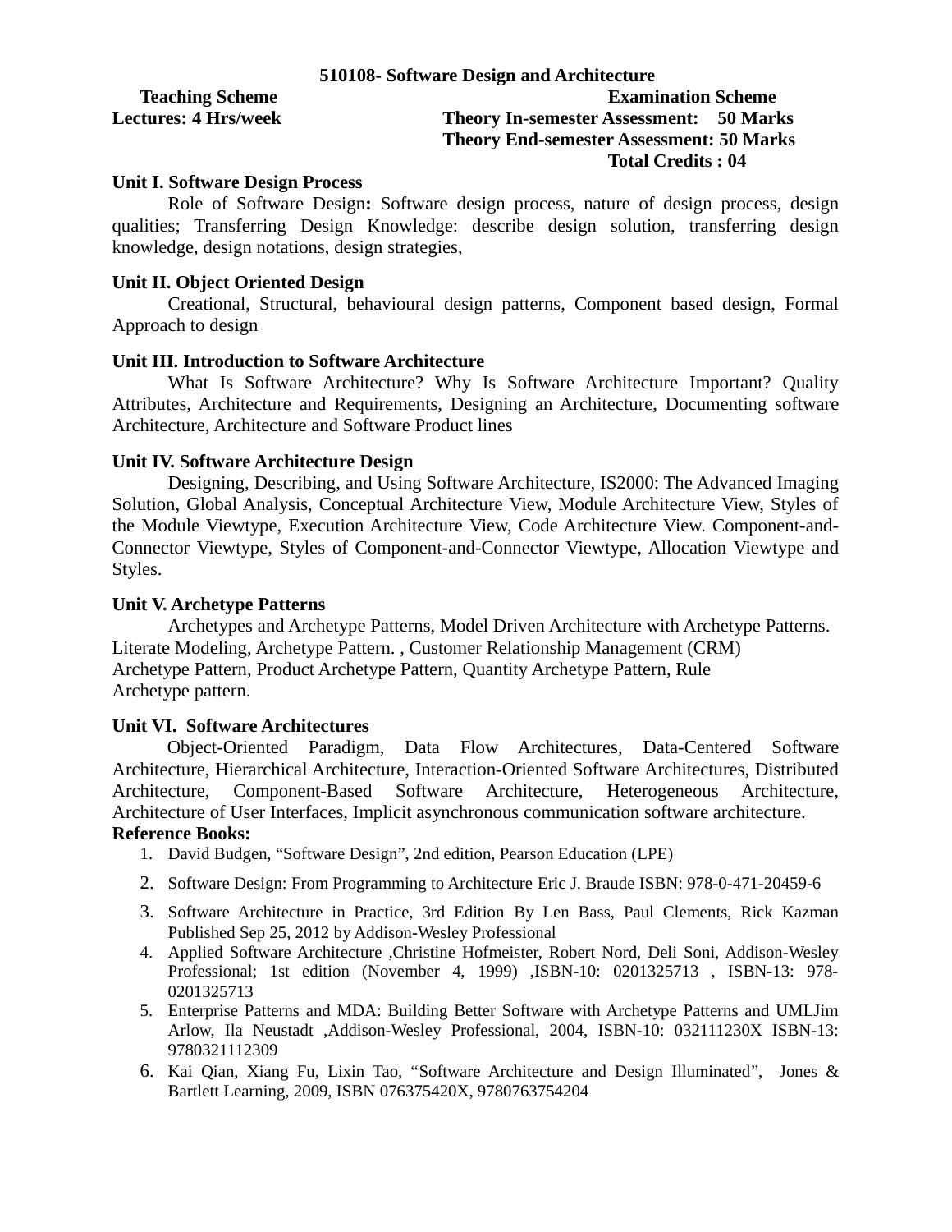## 510108- Software Design and Architecture

| **Teaching Scheme** | **Examination Scheme** |
|---|---|
| **Lectures: 4 Hrs/week** | **Theory In-semester Assessment: 50 Marks** |
| | **Theory End-semester Assessment: 50 Marks** |
| | **Total Credits : 04** |

### Unit I. Software Design Process

Role of Software Design**:** Software design process, nature of design process, design qualities; Transferring Design Knowledge: describe design solution, transferring design knowledge, design notations, design strategies,

### Unit II. Object Oriented Design

Creational, Structural, behavioural design patterns, Component based design, Formal Approach to design

### Unit III. Introduction to Software Architecture

What Is Software Architecture? Why Is Software Architecture Important? Quality Attributes, Architecture and Requirements, Designing an Architecture, Documenting software Architecture, Architecture and Software Product lines

### Unit IV. Software Architecture Design

Designing, Describing, and Using Software Architecture, IS2000: The Advanced Imaging Solution, Global Analysis, Conceptual Architecture View, Module Architecture View, Styles of the Module Viewtype, Execution Architecture View, Code Architecture View. Component-and-Connector Viewtype, Styles of Component-and-Connector Viewtype, Allocation Viewtype and Styles.

### Unit V. Archetype Patterns

Archetypes and Archetype Patterns, Model Driven Architecture with Archetype Patterns. Literate Modeling, Archetype Pattern. , Customer Relationship Management (CRM) Archetype Pattern, Product Archetype Pattern, Quantity Archetype Pattern, Rule Archetype pattern.

### Unit VI. Software Architectures

Object-Oriented Paradigm, Data Flow Architectures, Data-Centered Software Architecture, Hierarchical Architecture, Interaction-Oriented Software Architectures, Distributed Architecture, Component-Based Software Architecture, Heterogeneous Architecture, Architecture of User Interfaces, Implicit asynchronous communication software architecture.

**Reference Books:**

1. David Budgen, "Software Design", 2nd edition, Pearson Education (LPE)
2. Software Design: From Programming to Architecture Eric J. Braude ISBN: 978-0-471-20459-6
3. Software Architecture in Practice, 3rd Edition By Len Bass, Paul Clements, Rick Kazman Published Sep 25, 2012 by Addison-Wesley Professional
4. Applied Software Architecture ,Christine Hofmeister, Robert Nord, Deli Soni, Addison-Wesley Professional; 1st edition (November 4, 1999) ,ISBN-10: 0201325713 , ISBN-13: 978-0201325713
5. Enterprise Patterns and MDA: Building Better Software with Archetype Patterns and UMLJim Arlow, Ila Neustadt ,Addison-Wesley Professional, 2004, ISBN-10: 032111230X ISBN-13: 9780321112309
6. Kai Qian, Xiang Fu, Lixin Tao, "Software Architecture and Design Illuminated", Jones & Bartlett Learning, 2009, ISBN 076375420X, 9780763754204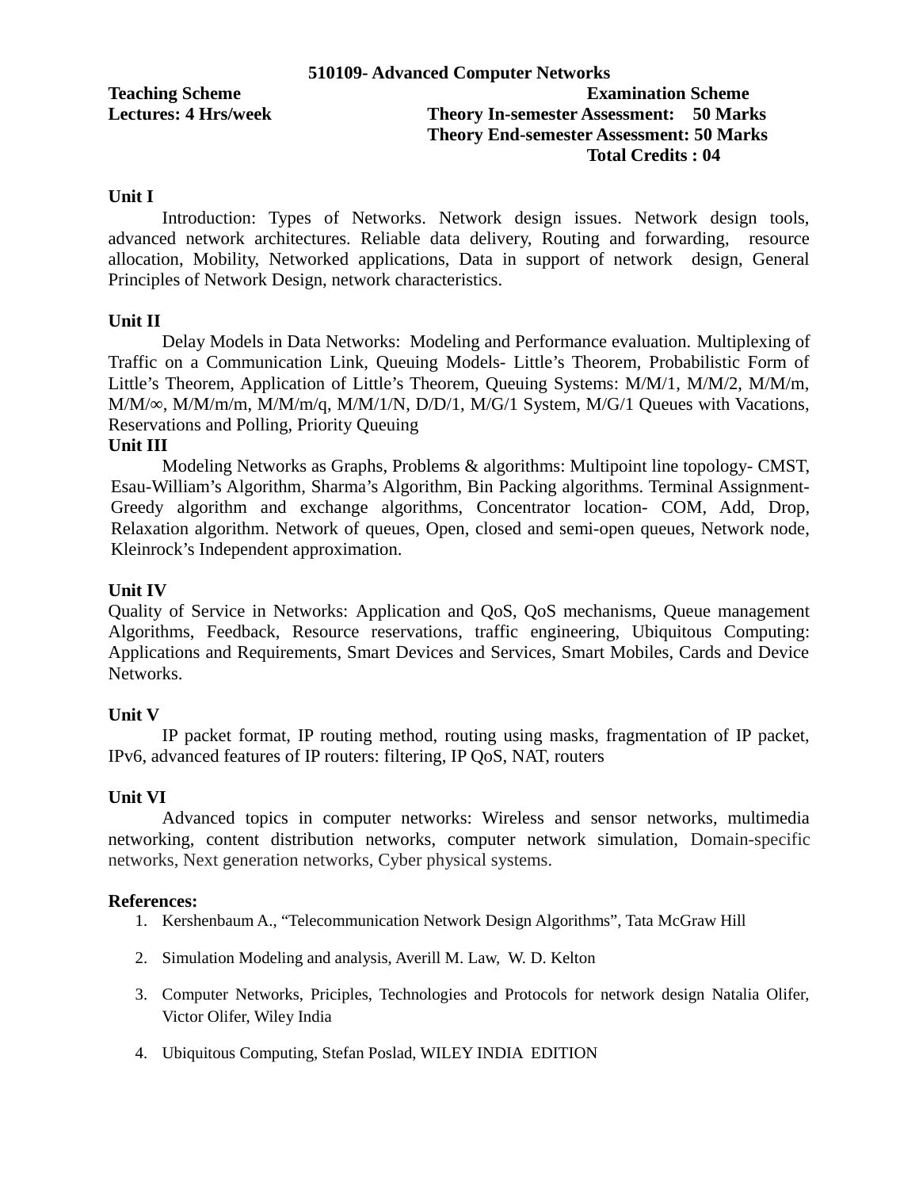## 510109- Advanced Computer Networks

**Teaching Scheme**
**Lectures: 4 Hrs/week**

**Examination Scheme**
**Theory In-semester Assessment: 50 Marks**
**Theory End-semester Assessment: 50 Marks**
**Total Credits : 04**

**Unit I**

Introduction: Types of Networks. Network design issues. Network design tools, advanced network architectures. Reliable data delivery, Routing and forwarding, resource allocation, Mobility, Networked applications, Data in support of network design, General Principles of Network Design, network characteristics.

**Unit II**

Delay Models in Data Networks: Modeling and Performance evaluation. Multiplexing of Traffic on a Communication Link, Queuing Models- Little's Theorem, Probabilistic Form of Little's Theorem, Application of Little's Theorem, Queuing Systems: M/M/1, M/M/2, M/M/m, M/M/∞, M/M/m/m, M/M/m/q, M/M/1/N, D/D/1, M/G/1 System, M/G/1 Queues with Vacations, Reservations and Polling, Priority Queuing

**Unit III**

Modeling Networks as Graphs, Problems & algorithms: Multipoint line topology- CMST, Esau-William's Algorithm, Sharma's Algorithm, Bin Packing algorithms. Terminal Assignment- Greedy algorithm and exchange algorithms, Concentrator location- COM, Add, Drop, Relaxation algorithm. Network of queues, Open, closed and semi-open queues, Network node, Kleinrock's Independent approximation.

**Unit IV**

Quality of Service in Networks: Application and QoS, QoS mechanisms, Queue management Algorithms, Feedback, Resource reservations, traffic engineering, Ubiquitous Computing: Applications and Requirements, Smart Devices and Services, Smart Mobiles, Cards and Device Networks.

**Unit V**

IP packet format, IP routing method, routing using masks, fragmentation of IP packet, IPv6, advanced features of IP routers: filtering, IP QoS, NAT, routers

**Unit VI**

Advanced topics in computer networks: Wireless and sensor networks, multimedia networking, content distribution networks, computer network simulation, Domain-specific networks, Next generation networks, Cyber physical systems.

**References:**

1. Kershenbaum A., "Telecommunication Network Design Algorithms", Tata McGraw Hill
2. Simulation Modeling and analysis, Averill M. Law, W. D. Kelton
3. Computer Networks, Priciples, Technologies and Protocols for network design Natalia Olifer, Victor Olifer, Wiley India
4. Ubiquitous Computing, Stefan Poslad, WILEY INDIA EDITION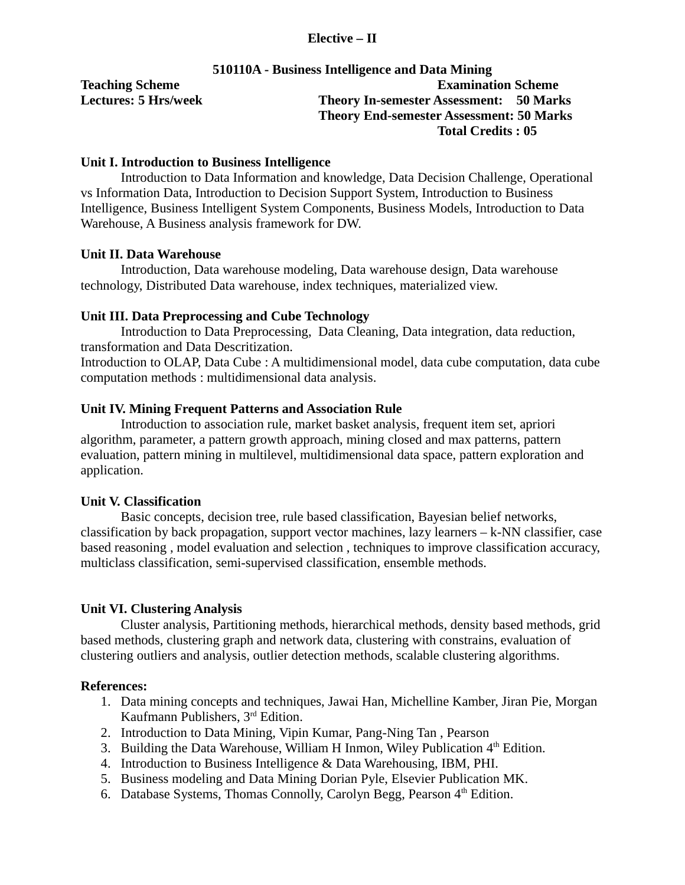**Elective – II**

**510110A - Business Intelligence and Data Mining**

**Teaching Scheme**
**Lectures: 5 Hrs/week**

**Examination Scheme**
**Theory In-semester Assessment: 50 Marks**
**Theory End-semester Assessment: 50 Marks**
**Total Credits : 05**

**Unit I. Introduction to Business Intelligence**

Introduction to Data Information and knowledge, Data Decision Challenge, Operational vs Information Data, Introduction to Decision Support System, Introduction to Business Intelligence, Business Intelligent System Components, Business Models, Introduction to Data Warehouse, A Business analysis framework for DW.

**Unit II. Data Warehouse**

Introduction, Data warehouse modeling, Data warehouse design, Data warehouse technology, Distributed Data warehouse, index techniques, materialized view.

**Unit III. Data Preprocessing and Cube Technology**

Introduction to Data Preprocessing, Data Cleaning, Data integration, data reduction, transformation and Data Descritization.

Introduction to OLAP, Data Cube : A multidimensional model, data cube computation, data cube computation methods : multidimensional data analysis.

**Unit IV. Mining Frequent Patterns and Association Rule**

Introduction to association rule, market basket analysis, frequent item set, apriori algorithm, parameter, a pattern growth approach, mining closed and max patterns, pattern evaluation, pattern mining in multilevel, multidimensional data space, pattern exploration and application.

**Unit V. Classification**

Basic concepts, decision tree, rule based classification, Bayesian belief networks, classification by back propagation, support vector machines, lazy learners – k-NN classifier, case based reasoning , model evaluation and selection , techniques to improve classification accuracy, multiclass classification, semi-supervised classification, ensemble methods.

**Unit VI. Clustering Analysis**

Cluster analysis, Partitioning methods, hierarchical methods, density based methods, grid based methods, clustering graph and network data, clustering with constrains, evaluation of clustering outliers and analysis, outlier detection methods, scalable clustering algorithms.

**References:**

1. Data mining concepts and techniques, Jawai Han, Michelline Kamber, Jiran Pie, Morgan Kaufmann Publishers, 3rd Edition.
2. Introduction to Data Mining, Vipin Kumar, Pang-Ning Tan , Pearson
3. Building the Data Warehouse, William H Inmon, Wiley Publication 4th Edition.
4. Introduction to Business Intelligence & Data Warehousing, IBM, PHI.
5. Business modeling and Data Mining Dorian Pyle, Elsevier Publication MK.
6. Database Systems, Thomas Connolly, Carolyn Begg, Pearson 4th Edition.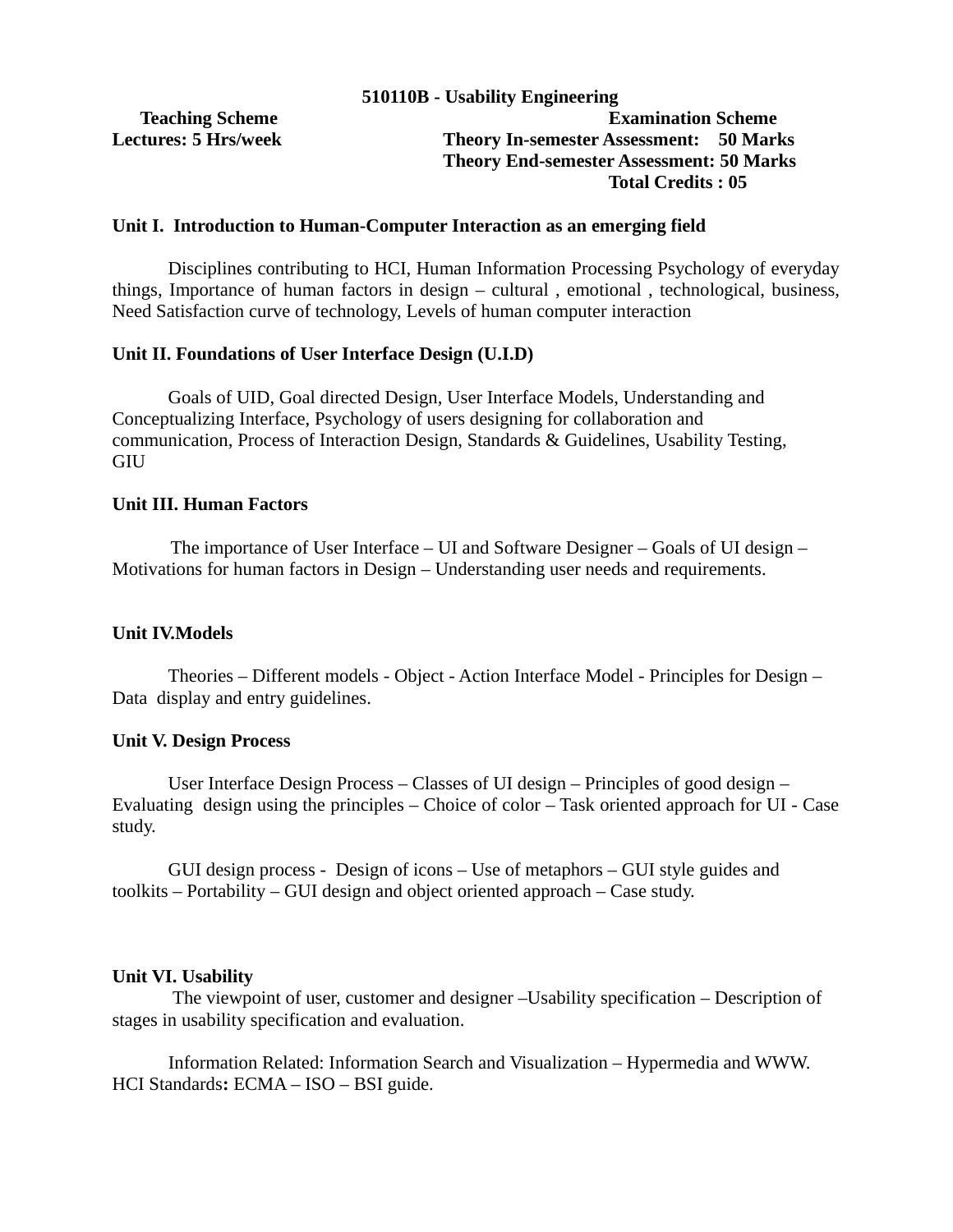**510110B - Usability Engineering**

| Teaching Scheme | Examination Scheme |
|---|---|
| Lectures: 5 Hrs/week | Theory In-semester Assessment: 50 Marks |
| | Theory End-semester Assessment: 50 Marks |
| | Total Credits : 05 |

**Unit I. Introduction to Human-Computer Interaction as an emerging field**

Disciplines contributing to HCI, Human Information Processing Psychology of everyday things, Importance of human factors in design – cultural , emotional , technological, business, Need Satisfaction curve of technology, Levels of human computer interaction

**Unit II. Foundations of User Interface Design (U.I.D)**

Goals of UID, Goal directed Design, User Interface Models, Understanding and Conceptualizing Interface, Psychology of users designing for collaboration and communication, Process of Interaction Design, Standards & Guidelines, Usability Testing, GIU

**Unit III. Human Factors**

The importance of User Interface – UI and Software Designer – Goals of UI design – Motivations for human factors in Design – Understanding user needs and requirements.

**Unit IV.Models**

Theories – Different models - Object - Action Interface Model - Principles for Design – Data display and entry guidelines.

**Unit V. Design Process**

User Interface Design Process – Classes of UI design – Principles of good design – Evaluating design using the principles – Choice of color – Task oriented approach for UI - Case study.

GUI design process - Design of icons – Use of metaphors – GUI style guides and toolkits – Portability – GUI design and object oriented approach – Case study.

**Unit VI. Usability**

The viewpoint of user, customer and designer –Usability specification – Description of stages in usability specification and evaluation.

Information Related: Information Search and Visualization – Hypermedia and WWW. HCI Standards**:** ECMA – ISO – BSI guide.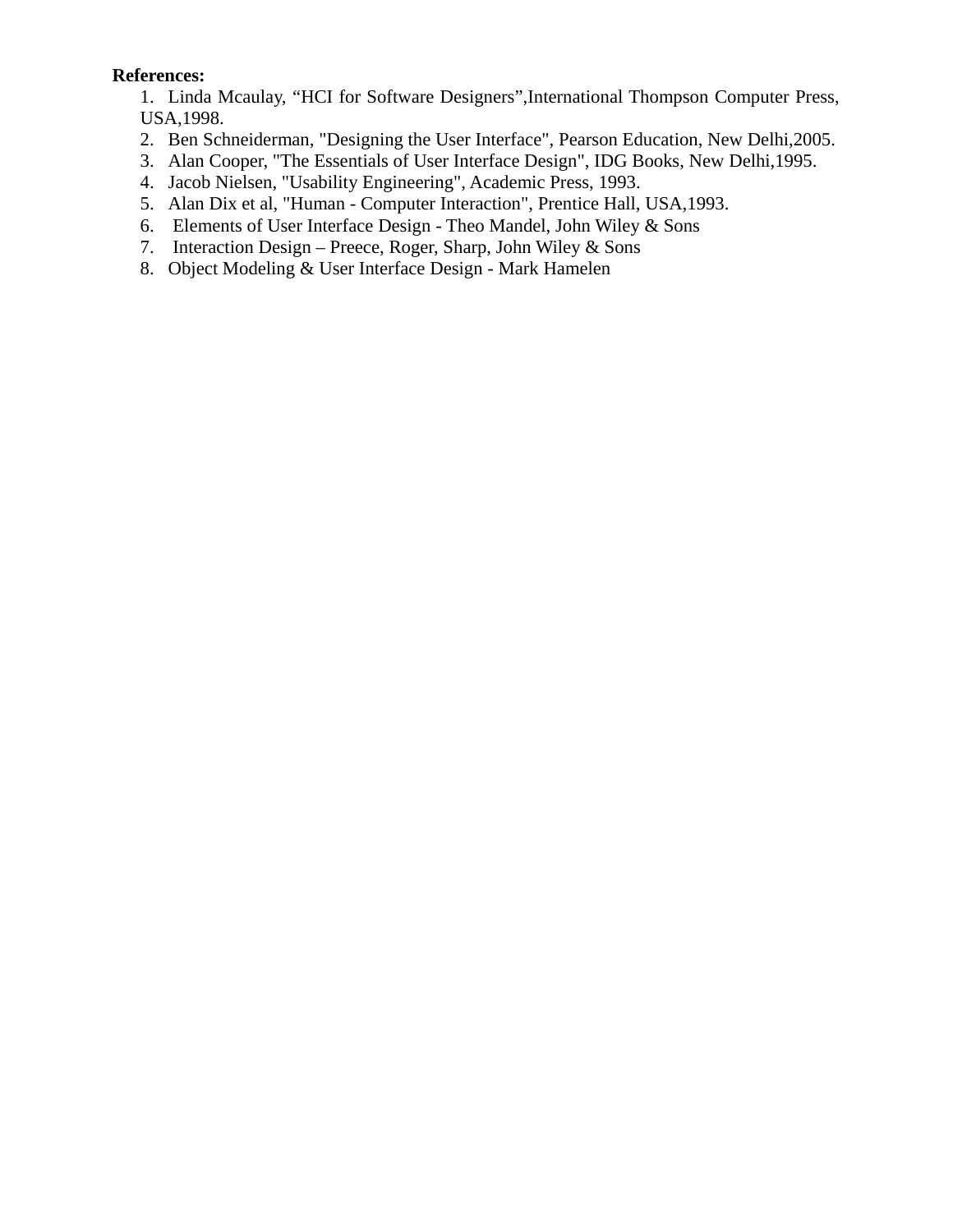**References:**

1. Linda Mcaulay, “HCI for Software Designers”,International Thompson Computer Press, USA,1998.
2. Ben Schneiderman, "Designing the User Interface", Pearson Education, New Delhi,2005.
3. Alan Cooper, "The Essentials of User Interface Design", IDG Books, New Delhi,1995.
4. Jacob Nielsen, "Usability Engineering", Academic Press, 1993.
5. Alan Dix et al, "Human - Computer Interaction", Prentice Hall, USA,1993.
6. Elements of User Interface Design - Theo Mandel, John Wiley & Sons
7. Interaction Design – Preece, Roger, Sharp, John Wiley & Sons
8. Object Modeling & User Interface Design - Mark Hamelen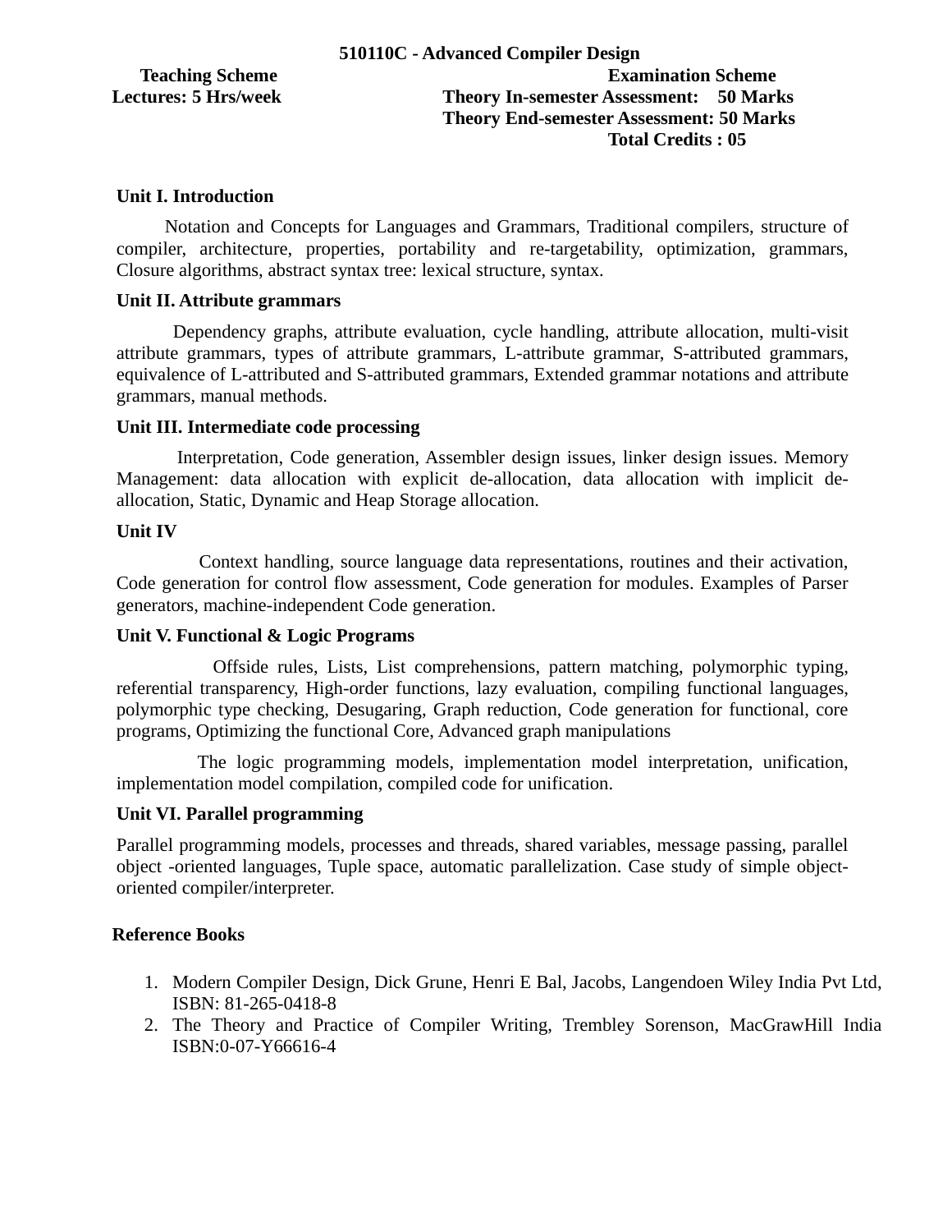# 510110C - Advanced Compiler Design

| Teaching Scheme | Examination Scheme |
| --- | --- |
| Lectures: 5 Hrs/week | Theory In-semester Assessment: 50 Marks |
| | Theory End-semester Assessment: 50 Marks |
| | Total Credits : 05 |

**Unit I. Introduction**

Notation and Concepts for Languages and Grammars, Traditional compilers, structure of compiler, architecture, properties, portability and re-targetability, optimization, grammars, Closure algorithms, abstract syntax tree: lexical structure, syntax.

**Unit II. Attribute grammars**

Dependency graphs, attribute evaluation, cycle handling, attribute allocation, multi-visit attribute grammars, types of attribute grammars, L-attribute grammar, S-attributed grammars, equivalence of L-attributed and S-attributed grammars, Extended grammar notations and attribute grammars, manual methods.

**Unit III. Intermediate code processing**

Interpretation, Code generation, Assembler design issues, linker design issues. Memory Management: data allocation with explicit de-allocation, data allocation with implicit de-allocation, Static, Dynamic and Heap Storage allocation.

**Unit IV**

Context handling, source language data representations, routines and their activation, Code generation for control flow assessment, Code generation for modules. Examples of Parser generators, machine-independent Code generation.

**Unit V. Functional & Logic Programs**

Offside rules, Lists, List comprehensions, pattern matching, polymorphic typing, referential transparency, High-order functions, lazy evaluation, compiling functional languages, polymorphic type checking, Desugaring, Graph reduction, Code generation for functional, core programs, Optimizing the functional Core, Advanced graph manipulations

The logic programming models, implementation model interpretation, unification, implementation model compilation, compiled code for unification.

**Unit VI. Parallel programming**

Parallel programming models, processes and threads, shared variables, message passing, parallel object -oriented languages, Tuple space, automatic parallelization. Case study of simple object-oriented compiler/interpreter.

**Reference Books**

1. Modern Compiler Design, Dick Grune, Henri E Bal, Jacobs, Langendoen Wiley India Pvt Ltd, ISBN: 81-265-0418-8
2. The Theory and Practice of Compiler Writing, Trembley Sorenson, MacGrawHill India ISBN:0-07-Y66616-4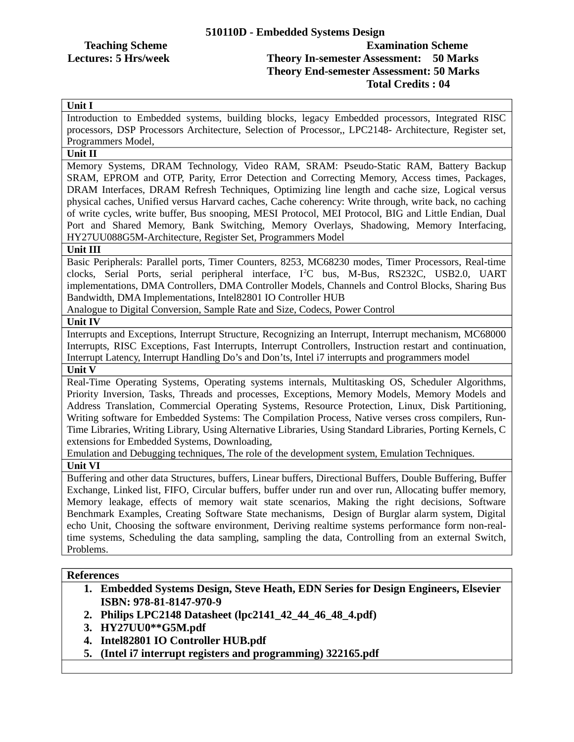## 510110D - Embedded Systems Design

| Teaching Scheme | Examination Scheme |
|---|---|
| Lectures: 5 Hrs/week | Theory In-semester Assessment: 50 Marks |
| | Theory End-semester Assessment: 50 Marks |
| | Total Credits : 04 |

| **Unit I** |
|---|
| Introduction to Embedded systems, building blocks, legacy Embedded processors, Integrated RISC processors, DSP Processors Architecture, Selection of Processor,, LPC2148- Architecture, Register set, Programmers Model, |
| **Unit II** |
| Memory Systems, DRAM Technology, Video RAM, SRAM: Pseudo-Static RAM, Battery Backup SRAM, EPROM and OTP, Parity, Error Detection and Correcting Memory, Access times, Packages, DRAM Interfaces, DRAM Refresh Techniques, Optimizing line length and cache size, Logical versus physical caches, Unified versus Harvard caches, Cache coherency: Write through, write back, no caching of write cycles, write buffer, Bus snooping, MESI Protocol, MEI Protocol, BIG and Little Endian, Dual Port and Shared Memory, Bank Switching, Memory Overlays, Shadowing, Memory Interfacing, HY27UU088G5M-Architecture, Register Set, Programmers Model |
| **Unit III** |
| Basic Peripherals: Parallel ports, Timer Counters, 8253, MC68230 modes, Timer Processors, Real-time clocks, Serial Ports, serial peripheral interface, $I^2C$ bus, M-Bus, RS232C, USB2.0, UART implementations, DMA Controllers, DMA Controller Models, Channels and Control Blocks, Sharing Bus Bandwidth, DMA Implementations, Intel82801 IO Controller HUB<br>Analogue to Digital Conversion, Sample Rate and Size, Codecs, Power Control |
| **Unit IV** |
| Interrupts and Exceptions, Interrupt Structure, Recognizing an Interrupt, Interrupt mechanism, MC68000 Interrupts, RISC Exceptions, Fast Interrupts, Interrupt Controllers, Instruction restart and continuation, Interrupt Latency, Interrupt Handling Do's and Don'ts, Intel i7 interrupts and programmers model |
| **Unit V** |
| Real-Time Operating Systems, Operating systems internals, Multitasking OS, Scheduler Algorithms, Priority Inversion, Tasks, Threads and processes, Exceptions, Memory Models, Memory Models and Address Translation, Commercial Operating Systems, Resource Protection, Linux, Disk Partitioning, Writing software for Embedded Systems: The Compilation Process, Native verses cross compilers, Run-Time Libraries, Writing Library, Using Alternative Libraries, Using Standard Libraries, Porting Kernels, C extensions for Embedded Systems, Downloading,<br>Emulation and Debugging techniques, The role of the development system, Emulation Techniques. |
| **Unit VI** |
| Buffering and other data Structures, buffers, Linear buffers, Directional Buffers, Double Buffering, Buffer Exchange, Linked list, FIFO, Circular buffers, buffer under run and over run, Allocating buffer memory, Memory leakage, effects of memory wait state scenarios, Making the right decisions, Software Benchmark Examples, Creating Software State mechanisms, Design of Burglar alarm system, Digital echo Unit, Choosing the software environment, Deriving realtime systems performance form non-real-time systems, Scheduling the data sampling, sampling the data, Controlling from an external Switch, Problems. |

**References**

1. **Embedded Systems Design, Steve Heath, EDN Series for Design Engineers, Elsevier ISBN: 978-81-8147-970-9**
2. **Philips LPC2148 Datasheet (lpc2141_42_44_46_48_4.pdf)**
3. **HY27UU0**G5M.pdf**
4. **Intel82801 IO Controller HUB.pdf**
5. **(Intel i7 interrupt registers and programming) 322165.pdf**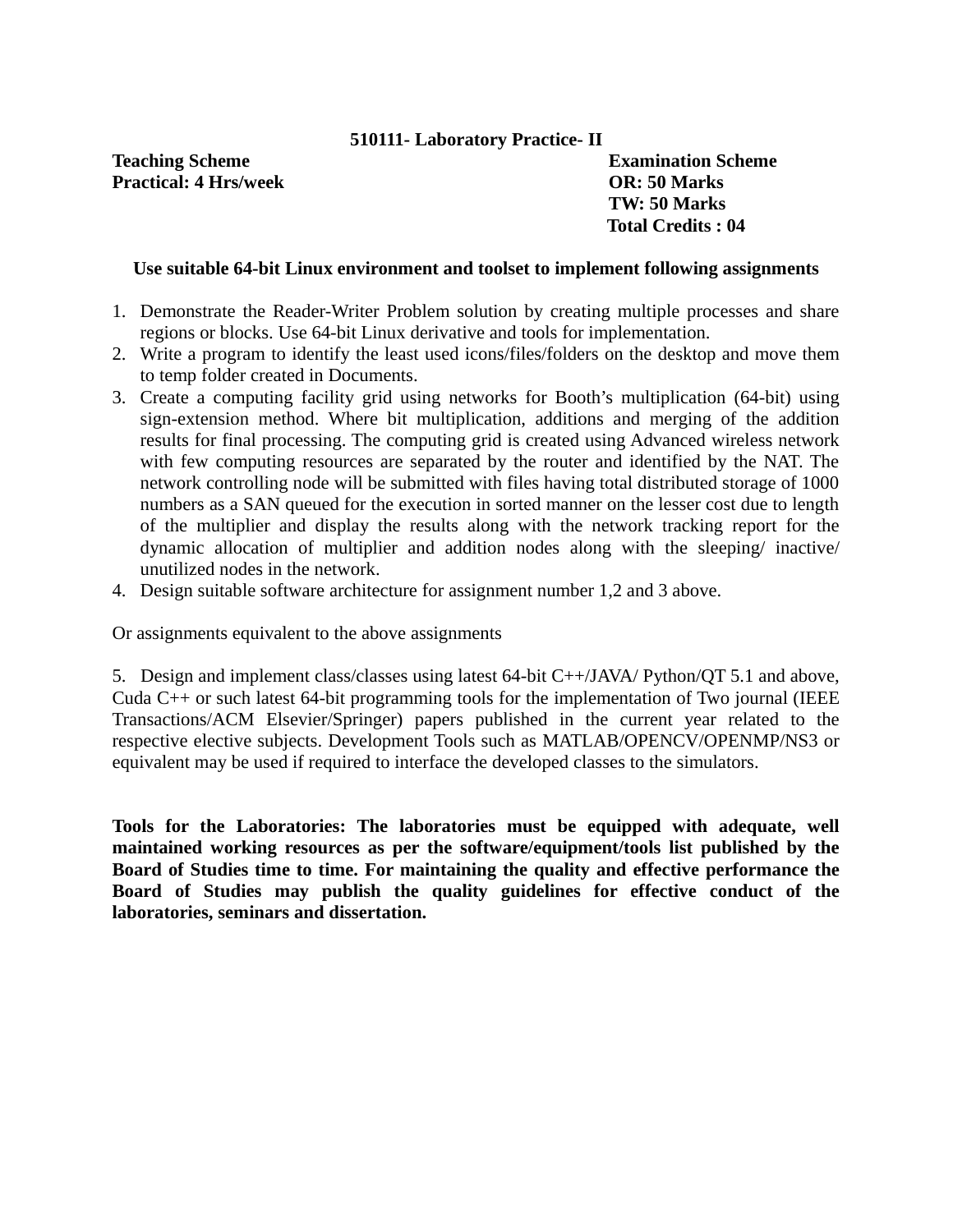**510111- Laboratory Practice- II**

**Teaching Scheme**
**Practical: 4 Hrs/week**

**Examination Scheme**
**OR: 50 Marks**
**TW: 50 Marks**
**Total Credits : 04**

**Use suitable 64-bit Linux environment and toolset to implement following assignments**

1. Demonstrate the Reader-Writer Problem solution by creating multiple processes and share regions or blocks. Use 64-bit Linux derivative and tools for implementation.
2. Write a program to identify the least used icons/files/folders on the desktop and move them to temp folder created in Documents.
3. Create a computing facility grid using networks for Booth's multiplication (64-bit) using sign-extension method. Where bit multiplication, additions and merging of the addition results for final processing. The computing grid is created using Advanced wireless network with few computing resources are separated by the router and identified by the NAT. The network controlling node will be submitted with files having total distributed storage of 1000 numbers as a SAN queued for the execution in sorted manner on the lesser cost due to length of the multiplier and display the results along with the network tracking report for the dynamic allocation of multiplier and addition nodes along with the sleeping/ inactive/ unutilized nodes in the network.
4. Design suitable software architecture for assignment number 1,2 and 3 above.

Or assignments equivalent to the above assignments

5. Design and implement class/classes using latest 64-bit C++/JAVA/ Python/QT 5.1 and above, Cuda C++ or such latest 64-bit programming tools for the implementation of Two journal (IEEE Transactions/ACM Elsevier/Springer) papers published in the current year related to the respective elective subjects. Development Tools such as MATLAB/OPENCV/OPENMP/NS3 or equivalent may be used if required to interface the developed classes to the simulators.

**Tools for the Laboratories: The laboratories must be equipped with adequate, well maintained working resources as per the software/equipment/tools list published by the Board of Studies time to time. For maintaining the quality and effective performance the Board of Studies may publish the quality guidelines for effective conduct of the laboratories, seminars and dissertation.**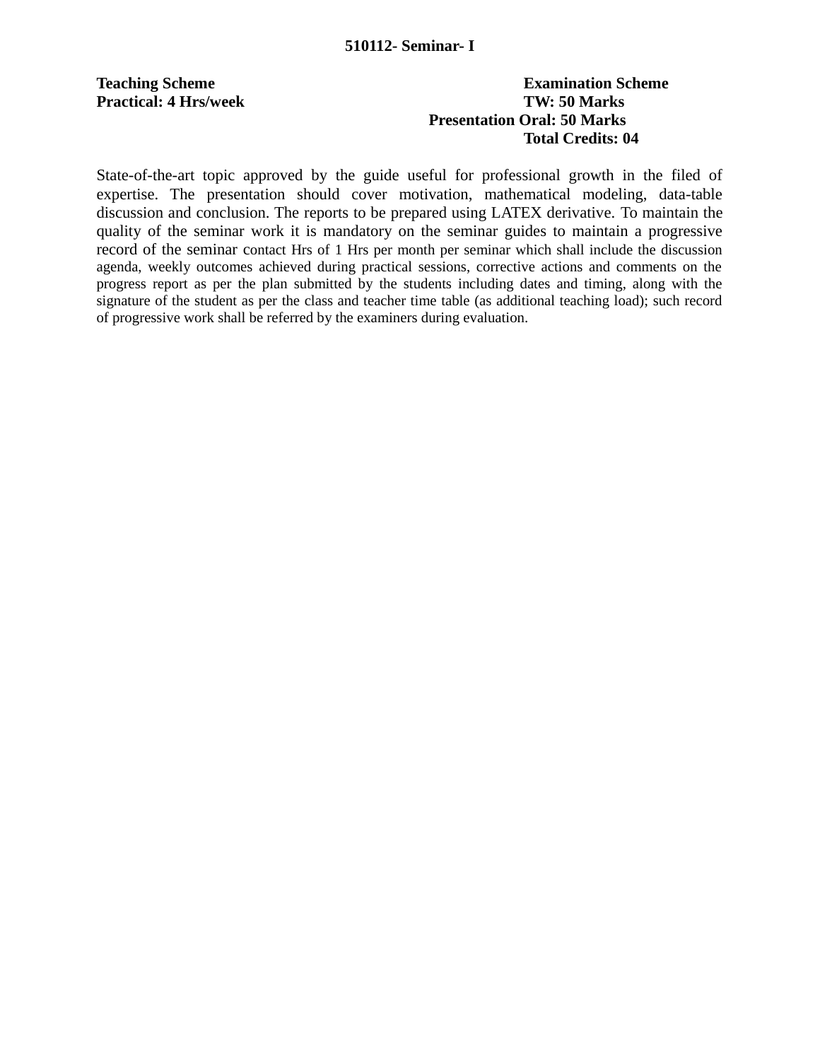## 510112- Seminar- I

**Teaching Scheme**
**Practical: 4 Hrs/week**

**Examination Scheme**
**TW: 50 Marks**
**Presentation Oral: 50 Marks**
**Total Credits: 04**

State-of-the-art topic approved by the guide useful for professional growth in the filed of expertise. The presentation should cover motivation, mathematical modeling, data-table discussion and conclusion. The reports to be prepared using LATEX derivative. To maintain the quality of the seminar work it is mandatory on the seminar guides to maintain a progressive record of the seminar contact Hrs of 1 Hrs per month per seminar which shall include the discussion agenda, weekly outcomes achieved during practical sessions, corrective actions and comments on the progress report as per the plan submitted by the students including dates and timing, along with the signature of the student as per the class and teacher time table (as additional teaching load); such record of progressive work shall be referred by the examiners during evaluation.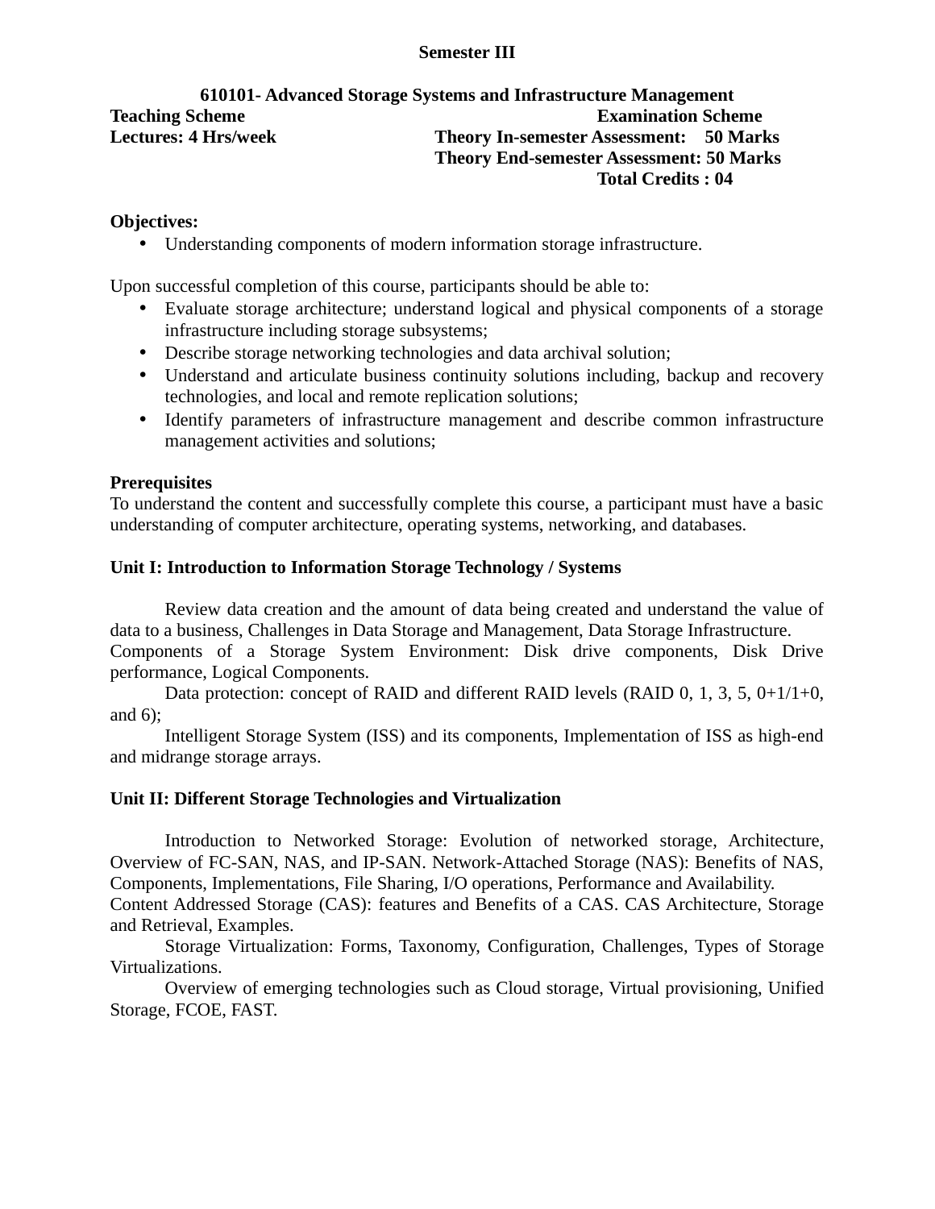**Semester III**

**610101- Advanced Storage Systems and Infrastructure Management**

**Teaching Scheme**

**Lectures: 4 Hrs/week**

**Examination Scheme**

**Theory In-semester Assessment: 50 Marks**

**Theory End-semester Assessment: 50 Marks**

**Total Credits : 04**

**Objectives:**

- Understanding components of modern information storage infrastructure.

Upon successful completion of this course, participants should be able to:

- Evaluate storage architecture; understand logical and physical components of a storage infrastructure including storage subsystems;
- Describe storage networking technologies and data archival solution;
- Understand and articulate business continuity solutions including, backup and recovery technologies, and local and remote replication solutions;
- Identify parameters of infrastructure management and describe common infrastructure management activities and solutions;

**Prerequisites**

To understand the content and successfully complete this course, a participant must have a basic understanding of computer architecture, operating systems, networking, and databases.

**Unit I: Introduction to Information Storage Technology / Systems**

Review data creation and the amount of data being created and understand the value of data to a business, Challenges in Data Storage and Management, Data Storage Infrastructure. Components of a Storage System Environment: Disk drive components, Disk Drive performance, Logical Components.

Data protection: concept of RAID and different RAID levels (RAID 0, 1, 3, 5, 0+1/1+0, and 6);

Intelligent Storage System (ISS) and its components, Implementation of ISS as high-end and midrange storage arrays.

**Unit II: Different Storage Technologies and Virtualization**

Introduction to Networked Storage: Evolution of networked storage, Architecture, Overview of FC-SAN, NAS, and IP-SAN. Network-Attached Storage (NAS): Benefits of NAS, Components, Implementations, File Sharing, I/O operations, Performance and Availability. Content Addressed Storage (CAS): features and Benefits of a CAS. CAS Architecture, Storage and Retrieval, Examples.

Storage Virtualization: Forms, Taxonomy, Configuration, Challenges, Types of Storage Virtualizations.

Overview of emerging technologies such as Cloud storage, Virtual provisioning, Unified Storage, FCOE, FAST.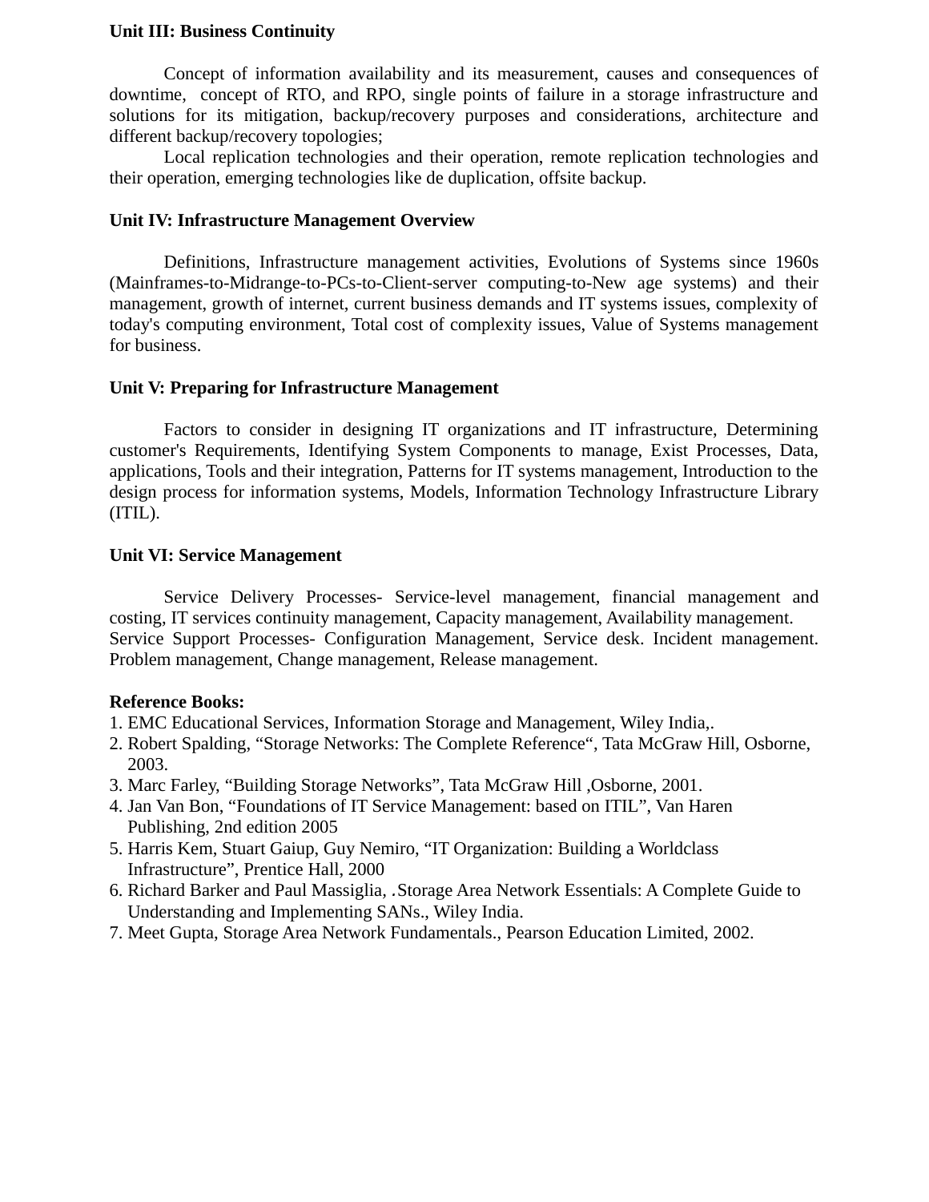**Unit III: Business Continuity**

Concept of information availability and its measurement, causes and consequences of downtime, concept of RTO, and RPO, single points of failure in a storage infrastructure and solutions for its mitigation, backup/recovery purposes and considerations, architecture and different backup/recovery topologies;

Local replication technologies and their operation, remote replication technologies and their operation, emerging technologies like de duplication, offsite backup.

**Unit IV: Infrastructure Management Overview**

Definitions, Infrastructure management activities, Evolutions of Systems since 1960s (Mainframes-to-Midrange-to-PCs-to-Client-server computing-to-New age systems) and their management, growth of internet, current business demands and IT systems issues, complexity of today's computing environment, Total cost of complexity issues, Value of Systems management for business.

**Unit V: Preparing for Infrastructure Management**

Factors to consider in designing IT organizations and IT infrastructure, Determining customer's Requirements, Identifying System Components to manage, Exist Processes, Data, applications, Tools and their integration, Patterns for IT systems management, Introduction to the design process for information systems, Models, Information Technology Infrastructure Library (ITIL).

**Unit VI: Service Management**

Service Delivery Processes- Service-level management, financial management and costing, IT services continuity management, Capacity management, Availability management.
Service Support Processes- Configuration Management, Service desk. Incident management. Problem management, Change management, Release management.

**Reference Books:**

1. EMC Educational Services, Information Storage and Management, Wiley India,.
2. Robert Spalding, “Storage Networks: The Complete Reference“, Tata McGraw Hill, Osborne, 2003.
3. Marc Farley, “Building Storage Networks”, Tata McGraw Hill ,Osborne, 2001.
4. Jan Van Bon, “Foundations of IT Service Management: based on ITIL”, Van Haren Publishing, 2nd edition 2005
5. Harris Kem, Stuart Gaiup, Guy Nemiro, “IT Organization: Building a Worldclass Infrastructure”, Prentice Hall, 2000
6. Richard Barker and Paul Massiglia, .Storage Area Network Essentials: A Complete Guide to Understanding and Implementing SANs., Wiley India.
7. Meet Gupta, Storage Area Network Fundamentals., Pearson Education Limited, 2002.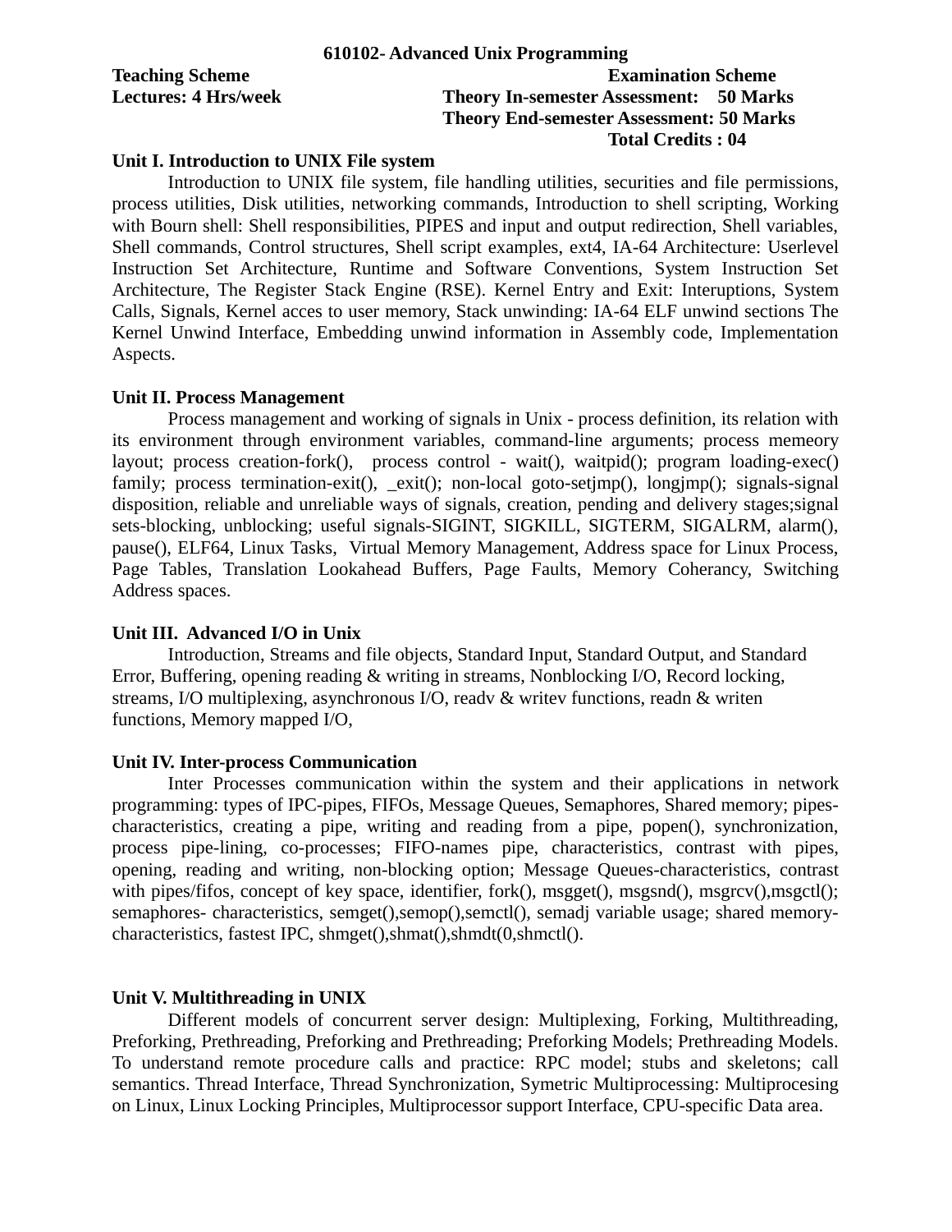**610102- Advanced Unix Programming**

**Teaching Scheme**
**Lectures: 4 Hrs/week**

**Examination Scheme**
**Theory In-semester Assessment: 50 Marks**
**Theory End-semester Assessment: 50 Marks**
**Total Credits : 04**

**Unit I. Introduction to UNIX File system**

Introduction to UNIX file system, file handling utilities, securities and file permissions, process utilities, Disk utilities, networking commands, Introduction to shell scripting, Working with Bourn shell: Shell responsibilities, PIPES and input and output redirection, Shell variables, Shell commands, Control structures, Shell script examples, ext4, IA-64 Architecture: Userlevel Instruction Set Architecture, Runtime and Software Conventions, System Instruction Set Architecture, The Register Stack Engine (RSE). Kernel Entry and Exit: Interuptions, System Calls, Signals, Kernel acces to user memory, Stack unwinding: IA-64 ELF unwind sections The Kernel Unwind Interface, Embedding unwind information in Assembly code, Implementation Aspects.

**Unit II. Process Management**

Process management and working of signals in Unix - process definition, its relation with its environment through environment variables, command-line arguments; process memeory layout; process creation-fork(), process control - wait(), waitpid(); program loading-exec() family; process termination-exit(), _exit(); non-local goto-setjmp(), longjmp(); signals-signal disposition, reliable and unreliable ways of signals, creation, pending and delivery stages;signal sets-blocking, unblocking; useful signals-SIGINT, SIGKILL, SIGTERM, SIGALRM, alarm(), pause(), ELF64, Linux Tasks, Virtual Memory Management, Address space for Linux Process, Page Tables, Translation Lookahead Buffers, Page Faults, Memory Coherancy, Switching Address spaces.

**Unit III. Advanced I/O in Unix**

Introduction, Streams and file objects, Standard Input, Standard Output, and Standard Error, Buffering, opening reading & writing in streams, Nonblocking I/O, Record locking, streams, I/O multiplexing, asynchronous I/O, readv & writev functions, readn & writen functions, Memory mapped I/O,

**Unit IV. Inter-process Communication**

Inter Processes communication within the system and their applications in network programming: types of IPC-pipes, FIFOs, Message Queues, Semaphores, Shared memory; pipes-characteristics, creating a pipe, writing and reading from a pipe, popen(), synchronization, process pipe-lining, co-processes; FIFO-names pipe, characteristics, contrast with pipes, opening, reading and writing, non-blocking option; Message Queues-characteristics, contrast with pipes/fifos, concept of key space, identifier, fork(), msgget(), msgsnd(), msgrcv(),msgctl(); semaphores- characteristics, semget(),semop(),semctl(), semadj variable usage; shared memory-characteristics, fastest IPC, shmget(),shmat(),shmdt(0,shmctl().

**Unit V. Multithreading in UNIX**

Different models of concurrent server design: Multiplexing, Forking, Multithreading, Preforking, Prethreading, Preforking and Prethreading; Preforking Models; Prethreading Models. To understand remote procedure calls and practice: RPC model; stubs and skeletons; call semantics. Thread Interface, Thread Synchronization, Symetric Multiprocessing: Multiprocesing on Linux, Linux Locking Principles, Multiprocessor support Interface, CPU-specific Data area.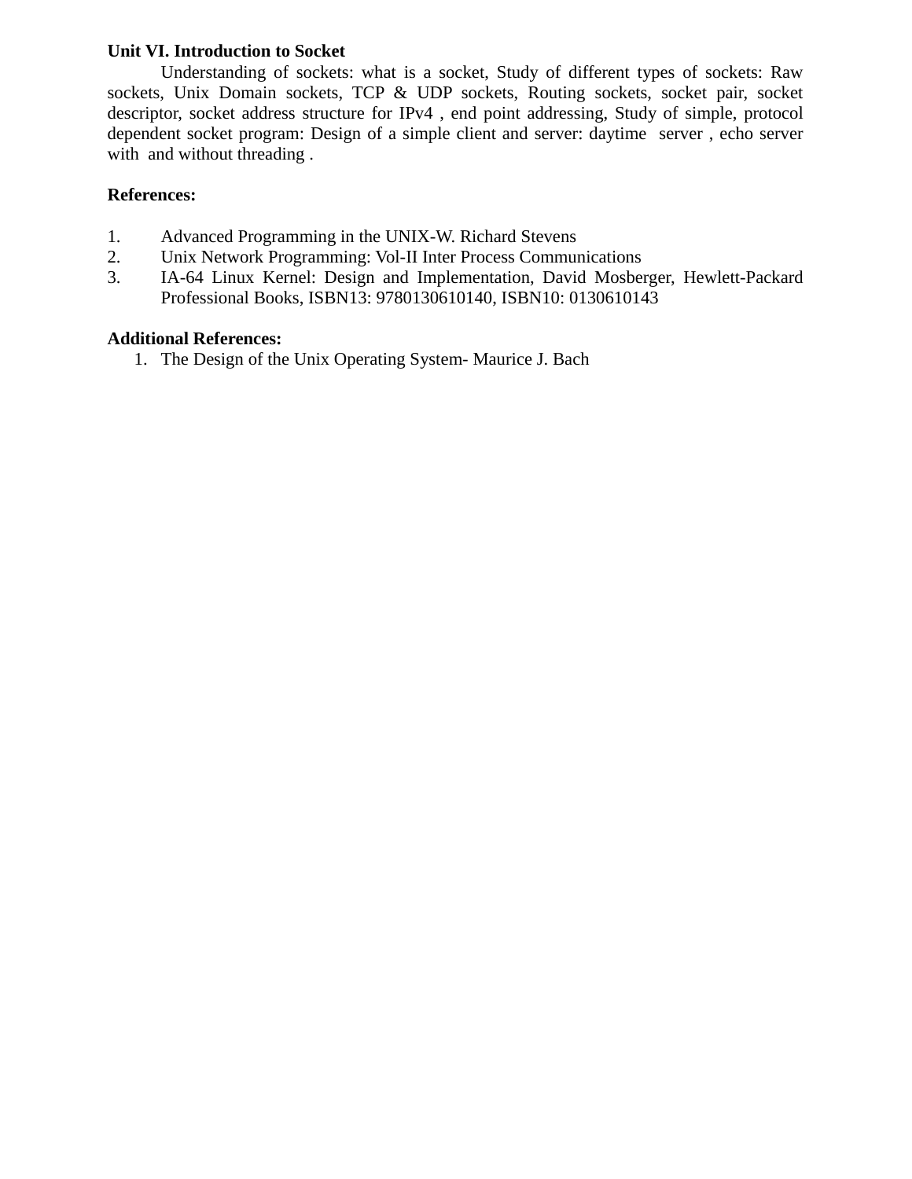**Unit VI. Introduction to Socket**

Understanding of sockets: what is a socket, Study of different types of sockets: Raw sockets, Unix Domain sockets, TCP & UDP sockets, Routing sockets, socket pair, socket descriptor, socket address structure for IPv4 , end point addressing, Study of simple, protocol dependent socket program: Design of a simple client and server: daytime server , echo server with and without threading .

**References:**

1. Advanced Programming in the UNIX-W. Richard Stevens
2. Unix Network Programming: Vol-II Inter Process Communications
3. IA-64 Linux Kernel: Design and Implementation, David Mosberger, Hewlett-Packard Professional Books, ISBN13: 9780130610140, ISBN10: 0130610143

**Additional References:**

1. The Design of the Unix Operating System- Maurice J. Bach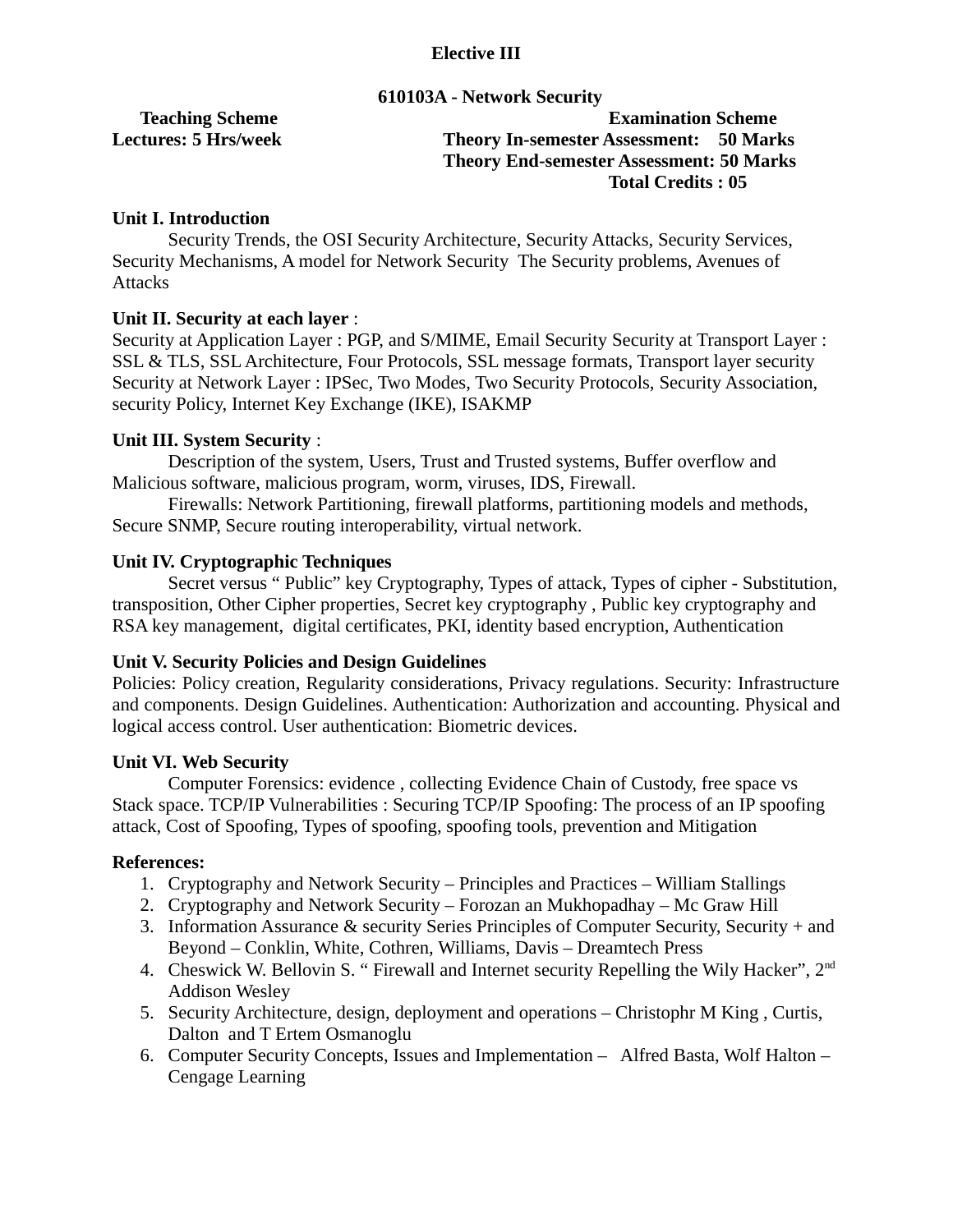**Elective III**

**610103A - Network Security**

**Teaching Scheme**
**Lectures: 5 Hrs/week**

**Examination Scheme**
**Theory In-semester Assessment: 50 Marks**
**Theory End-semester Assessment: 50 Marks**
**Total Credits : 05**

**Unit I. Introduction**

Security Trends, the OSI Security Architecture, Security Attacks, Security Services, Security Mechanisms, A model for Network Security The Security problems, Avenues of Attacks

**Unit II. Security at each layer** :

Security at Application Layer : PGP, and S/MIME, Email Security Security at Transport Layer : SSL & TLS, SSL Architecture, Four Protocols, SSL message formats, Transport layer security Security at Network Layer : IPSec, Two Modes, Two Security Protocols, Security Association, security Policy, Internet Key Exchange (IKE), ISAKMP

**Unit III. System Security** :

Description of the system, Users, Trust and Trusted systems, Buffer overflow and Malicious software, malicious program, worm, viruses, IDS, Firewall.

Firewalls: Network Partitioning, firewall platforms, partitioning models and methods, Secure SNMP, Secure routing interoperability, virtual network.

**Unit IV. Cryptographic Techniques**

Secret versus " Public" key Cryptography, Types of attack, Types of cipher - Substitution, transposition, Other Cipher properties, Secret key cryptography , Public key cryptography and RSA key management, digital certificates, PKI, identity based encryption, Authentication

**Unit V. Security Policies and Design Guidelines**

Policies: Policy creation, Regularity considerations, Privacy regulations. Security: Infrastructure and components. Design Guidelines. Authentication: Authorization and accounting. Physical and logical access control. User authentication: Biometric devices.

**Unit VI. Web Security**

Computer Forensics: evidence , collecting Evidence Chain of Custody, free space vs Stack space. TCP/IP Vulnerabilities : Securing TCP/IP Spoofing: The process of an IP spoofing attack, Cost of Spoofing, Types of spoofing, spoofing tools, prevention and Mitigation

**References:**

1. Cryptography and Network Security – Principles and Practices – William Stallings
2. Cryptography and Network Security – Forozan an Mukhopadhay – Mc Graw Hill
3. Information Assurance & security Series Principles of Computer Security, Security + and Beyond – Conklin, White, Cothren, Williams, Davis – Dreamtech Press
4. Cheswick W. Bellovin S. " Firewall and Internet security Repelling the Wily Hacker", 2nd Addison Wesley
5. Security Architecture, design, deployment and operations – Christophr M King , Curtis, Dalton and T Ertem Osmanoglu
6. Computer Security Concepts, Issues and Implementation – Alfred Basta, Wolf Halton – Cengage Learning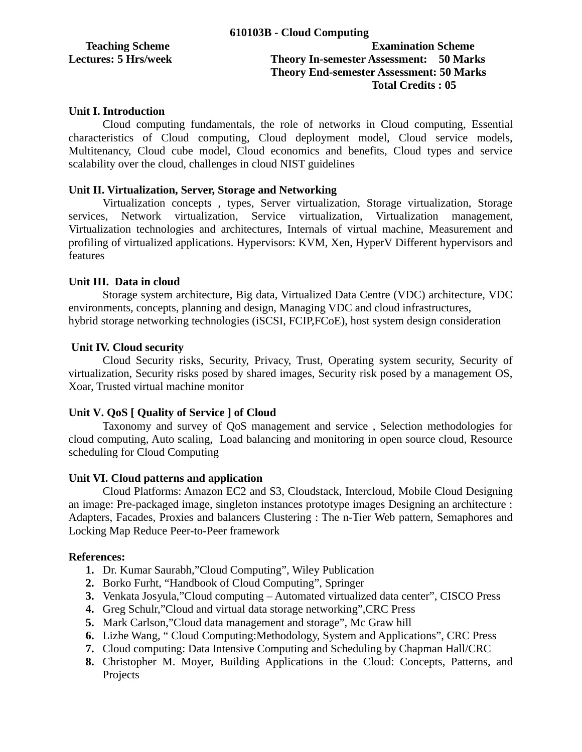## 610103B - Cloud Computing

**Teaching Scheme**
**Lectures: 5 Hrs/week**

**Examination Scheme**
**Theory In-semester Assessment: 50 Marks**
**Theory End-semester Assessment: 50 Marks**
**Total Credits : 05**

### Unit I. Introduction

Cloud computing fundamentals, the role of networks in Cloud computing, Essential characteristics of Cloud computing, Cloud deployment model, Cloud service models, Multitenancy, Cloud cube model, Cloud economics and benefits, Cloud types and service scalability over the cloud, challenges in cloud NIST guidelines

### Unit II. Virtualization, Server, Storage and Networking

Virtualization concepts , types, Server virtualization, Storage virtualization, Storage services, Network virtualization, Service virtualization, Virtualization management, Virtualization technologies and architectures, Internals of virtual machine, Measurement and profiling of virtualized applications. Hypervisors: KVM, Xen, HyperV Different hypervisors and features

### Unit III. Data in cloud

Storage system architecture, Big data, Virtualized Data Centre (VDC) architecture, VDC environments, concepts, planning and design, Managing VDC and cloud infrastructures, hybrid storage networking technologies (iSCSI, FCIP,FCoE), host system design consideration

### Unit IV. Cloud security

Cloud Security risks, Security, Privacy, Trust, Operating system security, Security of virtualization, Security risks posed by shared images, Security risk posed by a management OS, Xoar, Trusted virtual machine monitor

### Unit V. QoS [ Quality of Service ] of Cloud

Taxonomy and survey of QoS management and service , Selection methodologies for cloud computing, Auto scaling, Load balancing and monitoring in open source cloud, Resource scheduling for Cloud Computing

### Unit VI. Cloud patterns and application

Cloud Platforms: Amazon EC2 and S3, Cloudstack, Intercloud, Mobile Cloud Designing an image: Pre-packaged image, singleton instances prototype images Designing an architecture : Adapters, Facades, Proxies and balancers Clustering : The n-Tier Web pattern, Semaphores and Locking Map Reduce Peer-to-Peer framework

### References:

1. Dr. Kumar Saurabh,"Cloud Computing", Wiley Publication
2. Borko Furht, "Handbook of Cloud Computing", Springer
3. Venkata Josyula,"Cloud computing – Automated virtualized data center", CISCO Press
4. Greg Schulr,"Cloud and virtual data storage networking",CRC Press
5. Mark Carlson,"Cloud data management and storage", Mc Graw hill
6. Lizhe Wang, " Cloud Computing:Methodology, System and Applications", CRC Press
7. Cloud computing: Data Intensive Computing and Scheduling by Chapman Hall/CRC
8. Christopher M. Moyer, Building Applications in the Cloud: Concepts, Patterns, and Projects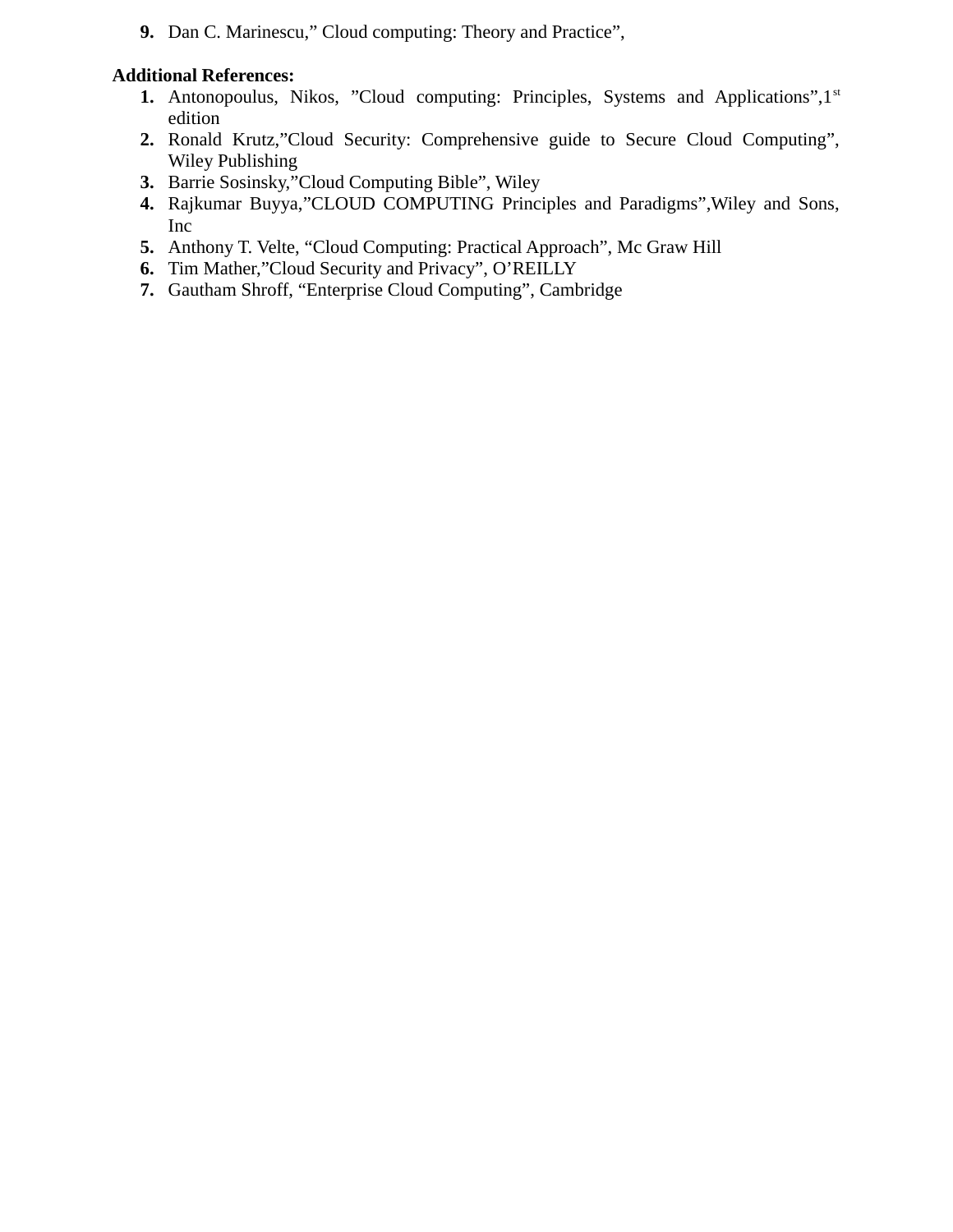9. Dan C. Marinescu," Cloud computing: Theory and Practice",

**Additional References:**

1. Antonopoulus, Nikos, "Cloud computing: Principles, Systems and Applications",1st edition
2. Ronald Krutz,"Cloud Security: Comprehensive guide to Secure Cloud Computing", Wiley Publishing
3. Barrie Sosinsky,"Cloud Computing Bible", Wiley
4. Rajkumar Buyya,"CLOUD COMPUTING Principles and Paradigms",Wiley and Sons, Inc
5. Anthony T. Velte, "Cloud Computing: Practical Approach", Mc Graw Hill
6. Tim Mather,"Cloud Security and Privacy", O'REILLY
7. Gautham Shroff, "Enterprise Cloud Computing", Cambridge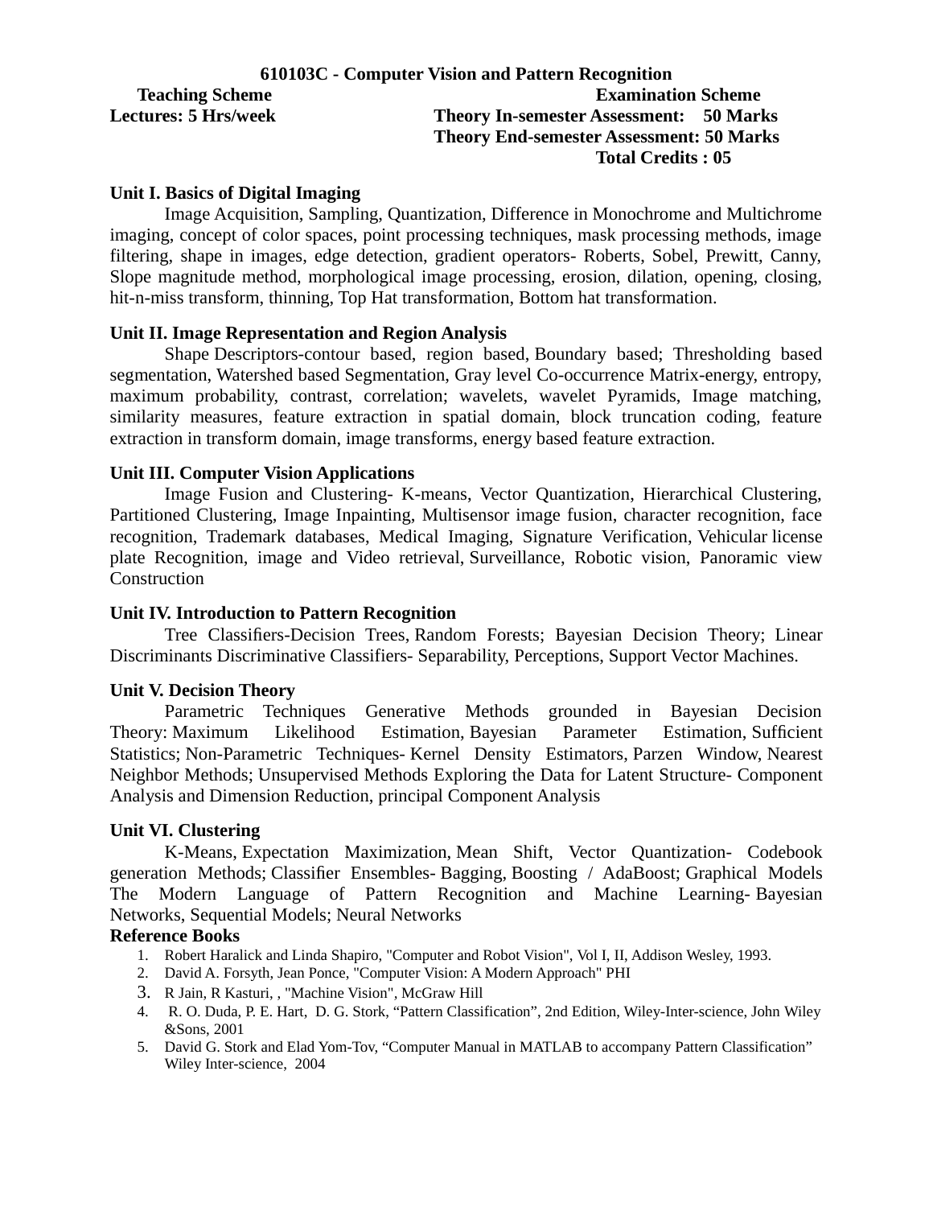## 610103C - Computer Vision and Pattern Recognition

| **Teaching Scheme** | **Examination Scheme** |
|---|---|
| **Lectures: 5 Hrs/week** | **Theory In-semester Assessment: 50 Marks** |
| | **Theory End-semester Assessment: 50 Marks** |
| | **Total Credits : 05** |

### Unit I. Basics of Digital Imaging

Image Acquisition, Sampling, Quantization, Difference in Monochrome and Multichrome imaging, concept of color spaces, point processing techniques, mask processing methods, image filtering, shape in images, edge detection, gradient operators- Roberts, Sobel, Prewitt, Canny, Slope magnitude method, morphological image processing, erosion, dilation, opening, closing, hit-n-miss transform, thinning, Top Hat transformation, Bottom hat transformation.

### Unit II. Image Representation and Region Analysis

Shape Descriptors-contour based, region based, Boundary based; Thresholding based segmentation, Watershed based Segmentation, Gray level Co-occurrence Matrix-energy, entropy, maximum probability, contrast, correlation; wavelets, wavelet Pyramids, Image matching, similarity measures, feature extraction in spatial domain, block truncation coding, feature extraction in transform domain, image transforms, energy based feature extraction.

### Unit III. Computer Vision Applications

Image Fusion and Clustering- K-means, Vector Quantization, Hierarchical Clustering, Partitioned Clustering, Image Inpainting, Multisensor image fusion, character recognition, face recognition, Trademark databases, Medical Imaging, Signature Verification, Vehicular license plate Recognition, image and Video retrieval, Surveillance, Robotic vision, Panoramic view Construction

### Unit IV. Introduction to Pattern Recognition

Tree Classifiers-Decision Trees, Random Forests; Bayesian Decision Theory; Linear Discriminants Discriminative Classifiers- Separability, Perceptions, Support Vector Machines.

### Unit V. Decision Theory

Parametric Techniques Generative Methods grounded in Bayesian Decision Theory: Maximum Likelihood Estimation, Bayesian Parameter Estimation, Sufficient Statistics; Non-Parametric Techniques- Kernel Density Estimators, Parzen Window, Nearest Neighbor Methods; Unsupervised Methods Exploring the Data for Latent Structure- Component Analysis and Dimension Reduction, principal Component Analysis

### Unit VI. Clustering

K-Means, Expectation Maximization, Mean Shift, Vector Quantization- Codebook generation Methods; Classifier Ensembles- Bagging, Boosting / AdaBoost; Graphical Models The Modern Language of Pattern Recognition and Machine Learning- Bayesian Networks, Sequential Models; Neural Networks

### Reference Books

1. Robert Haralick and Linda Shapiro, "Computer and Robot Vision", Vol I, II, Addison Wesley, 1993.
2. David A. Forsyth, Jean Ponce, "Computer Vision: A Modern Approach" PHI
3. R Jain, R Kasturi, , "Machine Vision", McGraw Hill
4. R. O. Duda, P. E. Hart, D. G. Stork, "Pattern Classification", 2nd Edition, Wiley-Inter-science, John Wiley &Sons, 2001
5. David G. Stork and Elad Yom-Tov, "Computer Manual in MATLAB to accompany Pattern Classification" Wiley Inter-science, 2004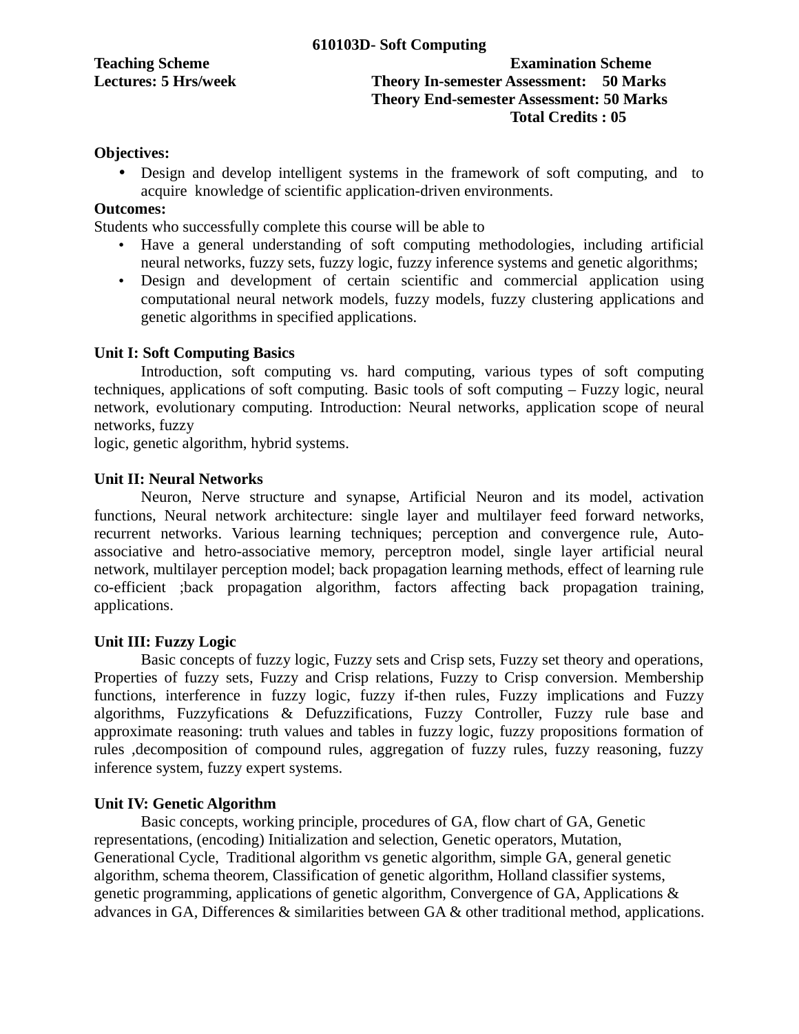# 610103D- Soft Computing

**Teaching Scheme**
**Lectures: 5 Hrs/week**

**Examination Scheme**
**Theory In-semester Assessment: 50 Marks**
**Theory End-semester Assessment: 50 Marks**
**Total Credits : 05**

**Objectives:**

- Design and develop intelligent systems in the framework of soft computing, and to acquire knowledge of scientific application-driven environments.

**Outcomes:**

Students who successfully complete this course will be able to

- Have a general understanding of soft computing methodologies, including artificial neural networks, fuzzy sets, fuzzy logic, fuzzy inference systems and genetic algorithms;
- Design and development of certain scientific and commercial application using computational neural network models, fuzzy models, fuzzy clustering applications and genetic algorithms in specified applications.

**Unit I: Soft Computing Basics**

Introduction, soft computing vs. hard computing, various types of soft computing techniques, applications of soft computing. Basic tools of soft computing – Fuzzy logic, neural network, evolutionary computing. Introduction: Neural networks, application scope of neural networks, fuzzy
logic, genetic algorithm, hybrid systems.

**Unit II: Neural Networks**

Neuron, Nerve structure and synapse, Artificial Neuron and its model, activation functions, Neural network architecture: single layer and multilayer feed forward networks, recurrent networks. Various learning techniques; perception and convergence rule, Auto-associative and hetro-associative memory, perceptron model, single layer artificial neural network, multilayer perception model; back propagation learning methods, effect of learning rule co-efficient ;back propagation algorithm, factors affecting back propagation training, applications.

**Unit III: Fuzzy Logic**

Basic concepts of fuzzy logic, Fuzzy sets and Crisp sets, Fuzzy set theory and operations, Properties of fuzzy sets, Fuzzy and Crisp relations, Fuzzy to Crisp conversion. Membership functions, interference in fuzzy logic, fuzzy if-then rules, Fuzzy implications and Fuzzy algorithms, Fuzzyfications & Defuzzifications, Fuzzy Controller, Fuzzy rule base and approximate reasoning: truth values and tables in fuzzy logic, fuzzy propositions formation of rules ,decomposition of compound rules, aggregation of fuzzy rules, fuzzy reasoning, fuzzy inference system, fuzzy expert systems.

**Unit IV: Genetic Algorithm**

Basic concepts, working principle, procedures of GA, flow chart of GA, Genetic representations, (encoding) Initialization and selection, Genetic operators, Mutation, Generational Cycle, Traditional algorithm vs genetic algorithm, simple GA, general genetic algorithm, schema theorem, Classification of genetic algorithm, Holland classifier systems, genetic programming, applications of genetic algorithm, Convergence of GA, Applications & advances in GA, Differences & similarities between GA & other traditional method, applications.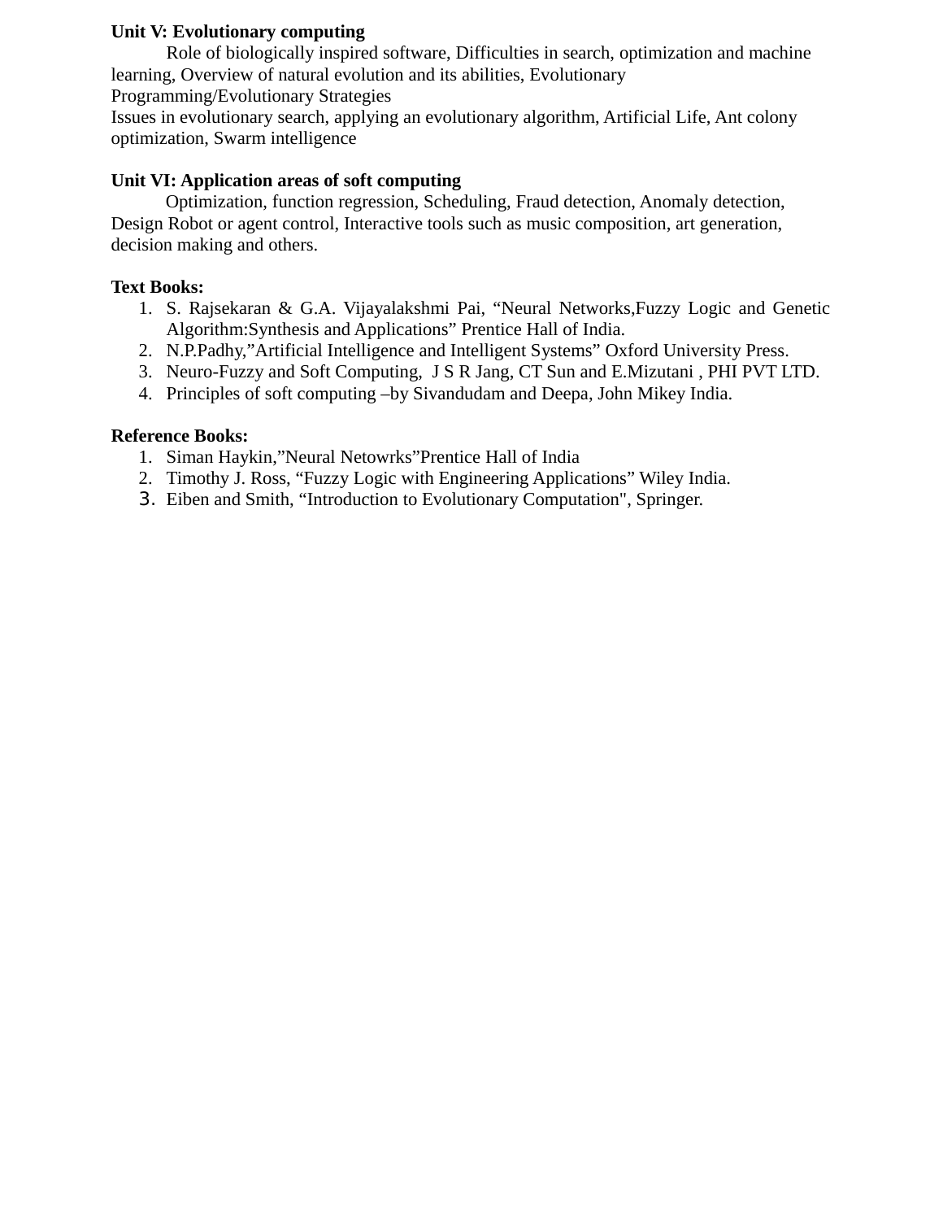**Unit V: Evolutionary computing**

Role of biologically inspired software, Difficulties in search, optimization and machine learning, Overview of natural evolution and its abilities, Evolutionary Programming/Evolutionary Strategies
Issues in evolutionary search, applying an evolutionary algorithm, Artificial Life, Ant colony optimization, Swarm intelligence

**Unit VI: Application areas of soft computing**

Optimization, function regression, Scheduling, Fraud detection, Anomaly detection, Design Robot or agent control, Interactive tools such as music composition, art generation, decision making and others.

**Text Books:**

1. S. Rajsekaran & G.A. Vijayalakshmi Pai, "Neural Networks,Fuzzy Logic and Genetic Algorithm:Synthesis and Applications" Prentice Hall of India.
2. N.P.Padhy,"Artificial Intelligence and Intelligent Systems" Oxford University Press.
3. Neuro-Fuzzy and Soft Computing, J S R Jang, CT Sun and E.Mizutani , PHI PVT LTD.
4. Principles of soft computing –by Sivandudam and Deepa, John Mikey India.

**Reference Books:**

1. Siman Haykin,"Neural Netowrks"Prentice Hall of India
2. Timothy J. Ross, "Fuzzy Logic with Engineering Applications" Wiley India.
3. Eiben and Smith, "Introduction to Evolutionary Computation", Springer.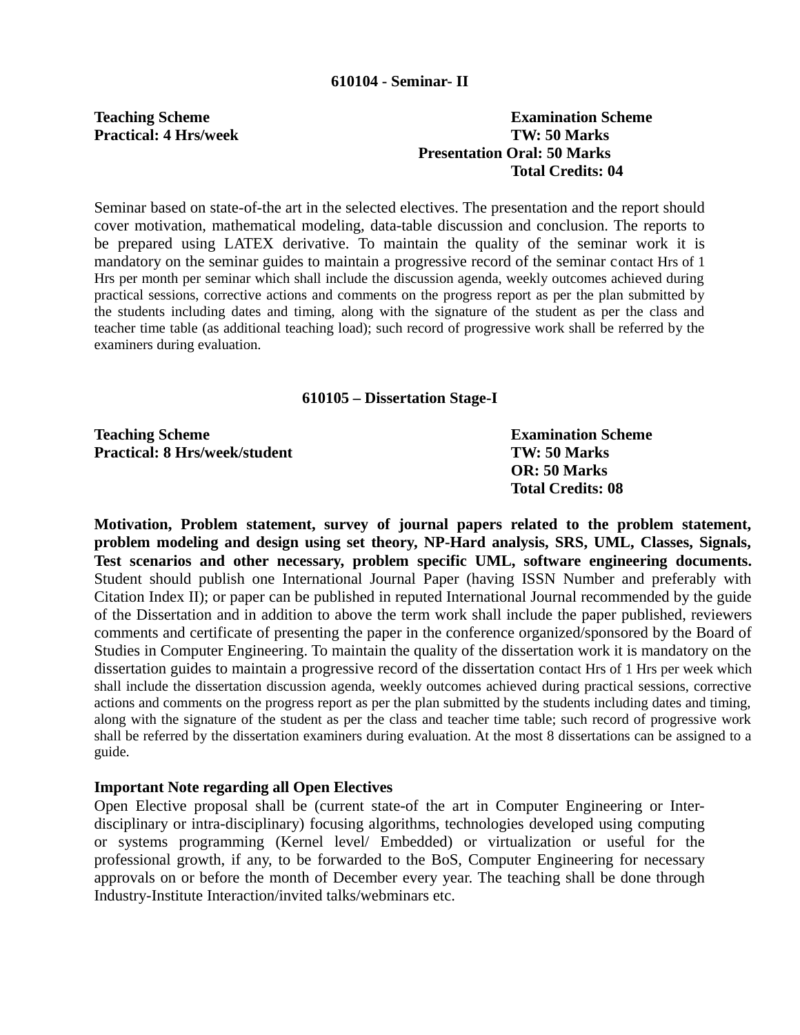### 610104 - Seminar- II

**Teaching Scheme**
**Practical: 4 Hrs/week**

**Examination Scheme**
**TW: 50 Marks**
**Presentation Oral: 50 Marks**
**Total Credits: 04**

Seminar based on state-of-the art in the selected electives. The presentation and the report should cover motivation, mathematical modeling, data-table discussion and conclusion. The reports to be prepared using LATEX derivative. To maintain the quality of the seminar work it is mandatory on the seminar guides to maintain a progressive record of the seminar contact Hrs of 1 Hrs per month per seminar which shall include the discussion agenda, weekly outcomes achieved during practical sessions, corrective actions and comments on the progress report as per the plan submitted by the students including dates and timing, along with the signature of the student as per the class and teacher time table (as additional teaching load); such record of progressive work shall be referred by the examiners during evaluation.

### 610105 – Dissertation Stage-I

**Teaching Scheme**
**Practical: 8 Hrs/week/student**

**Examination Scheme**
**TW: 50 Marks**
**OR: 50 Marks**
**Total Credits: 08**

**Motivation, Problem statement, survey of journal papers related to the problem statement, problem modeling and design using set theory, NP-Hard analysis, SRS, UML, Classes, Signals, Test scenarios and other necessary, problem specific UML, software engineering documents.** Student should publish one International Journal Paper (having ISSN Number and preferably with Citation Index II); or paper can be published in reputed International Journal recommended by the guide of the Dissertation and in addition to above the term work shall include the paper published, reviewers comments and certificate of presenting the paper in the conference organized/sponsored by the Board of Studies in Computer Engineering. To maintain the quality of the dissertation work it is mandatory on the dissertation guides to maintain a progressive record of the dissertation contact Hrs of 1 Hrs per week which shall include the dissertation discussion agenda, weekly outcomes achieved during practical sessions, corrective actions and comments on the progress report as per the plan submitted by the students including dates and timing, along with the signature of the student as per the class and teacher time table; such record of progressive work shall be referred by the dissertation examiners during evaluation. At the most 8 dissertations can be assigned to a guide.

**Important Note regarding all Open Electives**

Open Elective proposal shall be (current state-of the art in Computer Engineering or Inter-disciplinary or intra-disciplinary) focusing algorithms, technologies developed using computing or systems programming (Kernel level/ Embedded) or virtualization or useful for the professional growth, if any, to be forwarded to the BoS, Computer Engineering for necessary approvals on or before the month of December every year. The teaching shall be done through Industry-Institute Interaction/invited talks/webminars etc.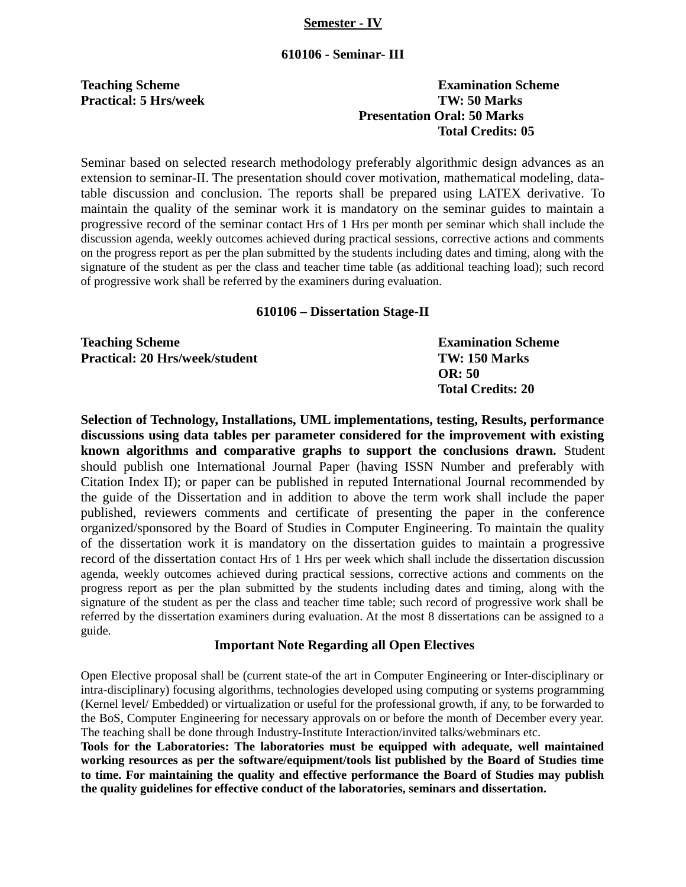**Semester - IV**

**610106 - Seminar- III**

**Teaching Scheme**
**Practical: 5 Hrs/week**

**Examination Scheme**
**TW: 50 Marks**
**Presentation Oral: 50 Marks**
**Total Credits: 05**

Seminar based on selected research methodology preferably algorithmic design advances as an extension to seminar-II. The presentation should cover motivation, mathematical modeling, data-table discussion and conclusion. The reports shall be prepared using LATEX derivative. To maintain the quality of the seminar work it is mandatory on the seminar guides to maintain a progressive record of the seminar contact Hrs of 1 Hrs per month per seminar which shall include the discussion agenda, weekly outcomes achieved during practical sessions, corrective actions and comments on the progress report as per the plan submitted by the students including dates and timing, along with the signature of the student as per the class and teacher time table (as additional teaching load); such record of progressive work shall be referred by the examiners during evaluation.

**610106 – Dissertation Stage-II**

**Teaching Scheme**
**Practical: 20 Hrs/week/student**

**Examination Scheme**
**TW: 150 Marks**
**OR: 50**
**Total Credits: 20**

**Selection of Technology, Installations, UML implementations, testing, Results, performance discussions using data tables per parameter considered for the improvement with existing known algorithms and comparative graphs to support the conclusions drawn.** Student should publish one International Journal Paper (having ISSN Number and preferably with Citation Index II); or paper can be published in reputed International Journal recommended by the guide of the Dissertation and in addition to above the term work shall include the paper published, reviewers comments and certificate of presenting the paper in the conference organized/sponsored by the Board of Studies in Computer Engineering. To maintain the quality of the dissertation work it is mandatory on the dissertation guides to maintain a progressive record of the dissertation contact Hrs of 1 Hrs per week which shall include the dissertation discussion agenda, weekly outcomes achieved during practical sessions, corrective actions and comments on the progress report as per the plan submitted by the students including dates and timing, along with the signature of the student as per the class and teacher time table; such record of progressive work shall be referred by the dissertation examiners during evaluation. At the most 8 dissertations can be assigned to a guide.

**Important Note Regarding all Open Electives**

Open Elective proposal shall be (current state-of the art in Computer Engineering or Inter-disciplinary or intra-disciplinary) focusing algorithms, technologies developed using computing or systems programming (Kernel level/ Embedded) or virtualization or useful for the professional growth, if any, to be forwarded to the BoS, Computer Engineering for necessary approvals on or before the month of December every year. The teaching shall be done through Industry-Institute Interaction/invited talks/webminars etc.

**Tools for the Laboratories: The laboratories must be equipped with adequate, well maintained working resources as per the software/equipment/tools list published by the Board of Studies time to time. For maintaining the quality and effective performance the Board of Studies may publish the quality guidelines for effective conduct of the laboratories, seminars and dissertation.**